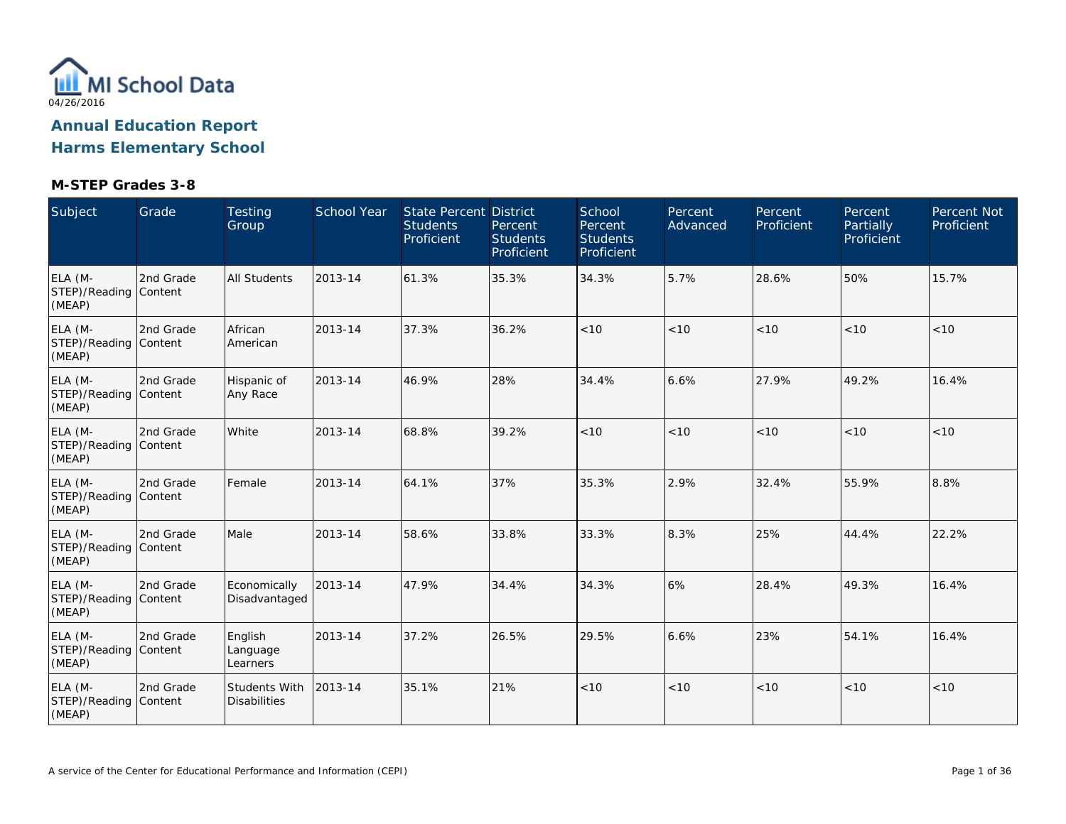MI School Data

04/26/2016

## Annual Education Report

## Harms Elementary School

### M-STEP Grades 3-8

| Subject | Grade | Testing Group | School Year | State Percent Students Proficient | District Percent Students Proficient | School Percent Students Proficient | Percent Advanced | Percent Proficient | Percent Partially Proficient | Percent Not Proficient |
|---|---|---|---|---|---|---|---|---|---|---|
| ELA (M-STEP)/Reading (MEAP) | 2nd Grade Content | All Students | 2013-14 | 61.3% | 35.3% | 34.3% | 5.7% | 28.6% | 50% | 15.7% |
| ELA (M-STEP)/Reading (MEAP) | 2nd Grade Content | African American | 2013-14 | 37.3% | 36.2% | <10 | <10 | <10 | <10 | <10 |
| ELA (M-STEP)/Reading (MEAP) | 2nd Grade Content | Hispanic of Any Race | 2013-14 | 46.9% | 28% | 34.4% | 6.6% | 27.9% | 49.2% | 16.4% |
| ELA (M-STEP)/Reading (MEAP) | 2nd Grade Content | White | 2013-14 | 68.8% | 39.2% | <10 | <10 | <10 | <10 | <10 |
| ELA (M-STEP)/Reading (MEAP) | 2nd Grade Content | Female | 2013-14 | 64.1% | 37% | 35.3% | 2.9% | 32.4% | 55.9% | 8.8% |
| ELA (M-STEP)/Reading (MEAP) | 2nd Grade Content | Male | 2013-14 | 58.6% | 33.8% | 33.3% | 8.3% | 25% | 44.4% | 22.2% |
| ELA (M-STEP)/Reading (MEAP) | 2nd Grade Content | Economically Disadvantaged | 2013-14 | 47.9% | 34.4% | 34.3% | 6% | 28.4% | 49.3% | 16.4% |
| ELA (M-STEP)/Reading (MEAP) | 2nd Grade Content | English Language Learners | 2013-14 | 37.2% | 26.5% | 29.5% | 6.6% | 23% | 54.1% | 16.4% |
| ELA (M-STEP)/Reading (MEAP) | 2nd Grade Content | Students With Disabilities | 2013-14 | 35.1% | 21% | <10 | <10 | <10 | <10 | <10 |

A service of the Center for Educational Performance and Information (CEPI)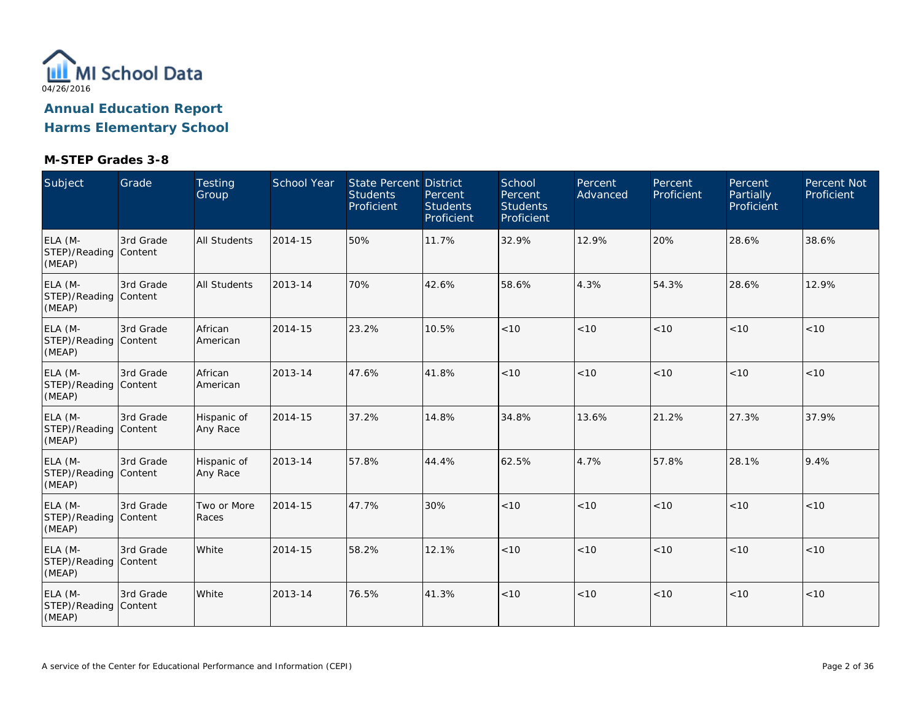04/26/2016

## Annual Education Report

## Harms Elementary School

### M-STEP Grades 3-8

| Subject | Grade | Testing Group | School Year | State Percent Students Proficient | District Percent Students Proficient | School Percent Students Proficient | Percent Advanced | Percent Proficient | Percent Partially Proficient | Percent Not Proficient |
|---|---|---|---|---|---|---|---|---|---|---|
| ELA (M-STEP)/Reading (MEAP) | 3rd Grade Content | All Students | 2014-15 | 50% | 11.7% | 32.9% | 12.9% | 20% | 28.6% | 38.6% |
| ELA (M-STEP)/Reading (MEAP) | 3rd Grade Content | All Students | 2013-14 | 70% | 42.6% | 58.6% | 4.3% | 54.3% | 28.6% | 12.9% |
| ELA (M-STEP)/Reading (MEAP) | 3rd Grade Content | African American | 2014-15 | 23.2% | 10.5% | <10 | <10 | <10 | <10 | <10 |
| ELA (M-STEP)/Reading (MEAP) | 3rd Grade Content | African American | 2013-14 | 47.6% | 41.8% | <10 | <10 | <10 | <10 | <10 |
| ELA (M-STEP)/Reading (MEAP) | 3rd Grade Content | Hispanic of Any Race | 2014-15 | 37.2% | 14.8% | 34.8% | 13.6% | 21.2% | 27.3% | 37.9% |
| ELA (M-STEP)/Reading (MEAP) | 3rd Grade Content | Hispanic of Any Race | 2013-14 | 57.8% | 44.4% | 62.5% | 4.7% | 57.8% | 28.1% | 9.4% |
| ELA (M-STEP)/Reading (MEAP) | 3rd Grade Content | Two or More Races | 2014-15 | 47.7% | 30% | <10 | <10 | <10 | <10 | <10 |
| ELA (M-STEP)/Reading (MEAP) | 3rd Grade Content | White | 2014-15 | 58.2% | 12.1% | <10 | <10 | <10 | <10 | <10 |
| ELA (M-STEP)/Reading (MEAP) | 3rd Grade Content | White | 2013-14 | 76.5% | 41.3% | <10 | <10 | <10 | <10 | <10 |

A service of the Center for Educational Performance and Information (CEPI)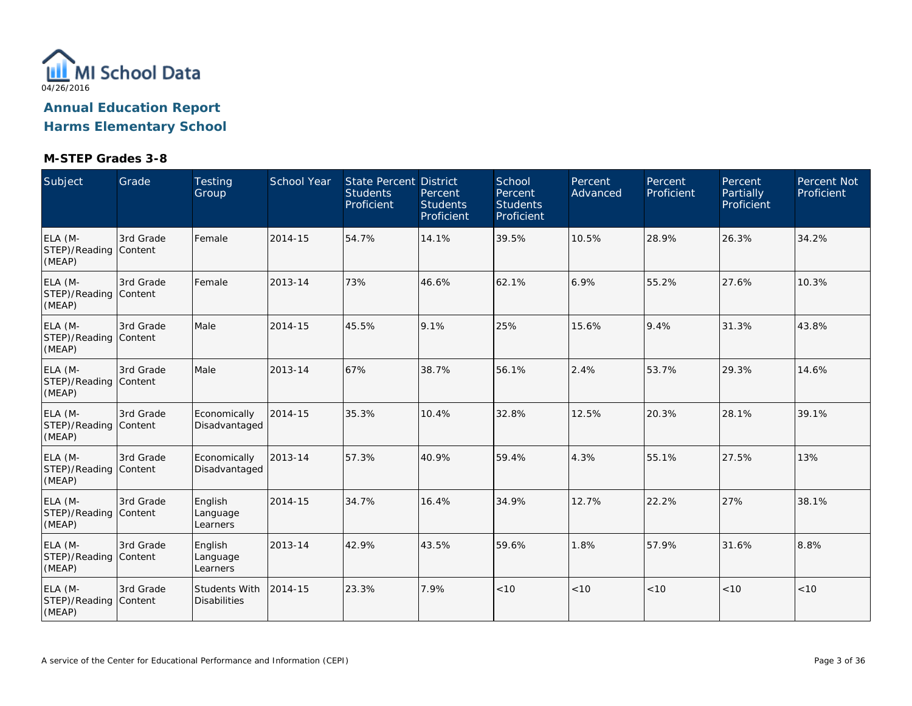MI School Data

04/26/2016

## Annual Education Report

## Harms Elementary School

### M-STEP Grades 3-8

| Subject | Grade | Testing Group | School Year | State Percent Students Proficient | District Percent Students Proficient | School Percent Students Proficient | Percent Advanced | Percent Proficient | Percent Partially Proficient | Percent Not Proficient |
|---|---|---|---|---|---|---|---|---|---|---|
| ELA (M-STEP)/Reading (MEAP) | 3rd Grade Content | Female | 2014-15 | 54.7% | 14.1% | 39.5% | 10.5% | 28.9% | 26.3% | 34.2% |
| ELA (M-STEP)/Reading (MEAP) | 3rd Grade Content | Female | 2013-14 | 73% | 46.6% | 62.1% | 6.9% | 55.2% | 27.6% | 10.3% |
| ELA (M-STEP)/Reading (MEAP) | 3rd Grade Content | Male | 2014-15 | 45.5% | 9.1% | 25% | 15.6% | 9.4% | 31.3% | 43.8% |
| ELA (M-STEP)/Reading (MEAP) | 3rd Grade Content | Male | 2013-14 | 67% | 38.7% | 56.1% | 2.4% | 53.7% | 29.3% | 14.6% |
| ELA (M-STEP)/Reading (MEAP) | 3rd Grade Content | Economically Disadvantaged | 2014-15 | 35.3% | 10.4% | 32.8% | 12.5% | 20.3% | 28.1% | 39.1% |
| ELA (M-STEP)/Reading (MEAP) | 3rd Grade Content | Economically Disadvantaged | 2013-14 | 57.3% | 40.9% | 59.4% | 4.3% | 55.1% | 27.5% | 13% |
| ELA (M-STEP)/Reading (MEAP) | 3rd Grade Content | English Language Learners | 2014-15 | 34.7% | 16.4% | 34.9% | 12.7% | 22.2% | 27% | 38.1% |
| ELA (M-STEP)/Reading (MEAP) | 3rd Grade Content | English Language Learners | 2013-14 | 42.9% | 43.5% | 59.6% | 1.8% | 57.9% | 31.6% | 8.8% |
| ELA (M-STEP)/Reading (MEAP) | 3rd Grade Content | Students With Disabilities | 2014-15 | 23.3% | 7.9% | <10 | <10 | <10 | <10 | <10 |

A service of the Center for Educational Performance and Information (CEPI)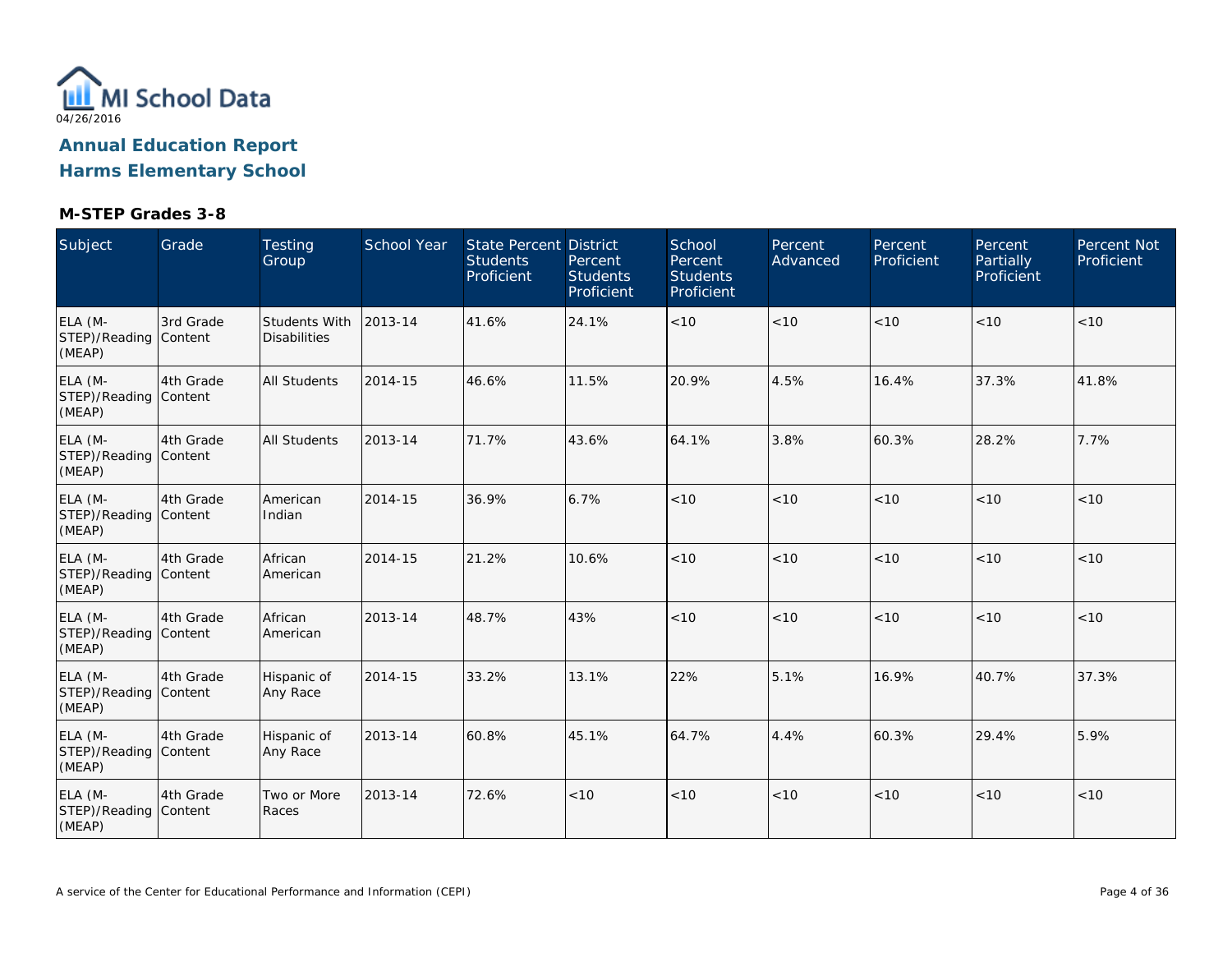MI School Data
04/26/2016

## Annual Education Report
## Harms Elementary School

### M-STEP Grades 3-8

| Subject | Grade | Testing Group | School Year | State Percent Students Proficient | District Percent Students Proficient | School Percent Students Proficient | Percent Advanced | Percent Proficient | Percent Partially Proficient | Percent Not Proficient |
|---|---|---|---|---|---|---|---|---|---|---|
| ELA (M-STEP)/Reading (MEAP) | 3rd Grade Content | Students With Disabilities | 2013-14 | 41.6% | 24.1% | <10 | <10 | <10 | <10 | <10 |
| ELA (M-STEP)/Reading (MEAP) | 4th Grade Content | All Students | 2014-15 | 46.6% | 11.5% | 20.9% | 4.5% | 16.4% | 37.3% | 41.8% |
| ELA (M-STEP)/Reading (MEAP) | 4th Grade Content | All Students | 2013-14 | 71.7% | 43.6% | 64.1% | 3.8% | 60.3% | 28.2% | 7.7% |
| ELA (M-STEP)/Reading (MEAP) | 4th Grade Content | American Indian | 2014-15 | 36.9% | 6.7% | <10 | <10 | <10 | <10 | <10 |
| ELA (M-STEP)/Reading (MEAP) | 4th Grade Content | African American | 2014-15 | 21.2% | 10.6% | <10 | <10 | <10 | <10 | <10 |
| ELA (M-STEP)/Reading (MEAP) | 4th Grade Content | African American | 2013-14 | 48.7% | 43% | <10 | <10 | <10 | <10 | <10 |
| ELA (M-STEP)/Reading (MEAP) | 4th Grade Content | Hispanic of Any Race | 2014-15 | 33.2% | 13.1% | 22% | 5.1% | 16.9% | 40.7% | 37.3% |
| ELA (M-STEP)/Reading (MEAP) | 4th Grade Content | Hispanic of Any Race | 2013-14 | 60.8% | 45.1% | 64.7% | 4.4% | 60.3% | 29.4% | 5.9% |
| ELA (M-STEP)/Reading (MEAP) | 4th Grade Content | Two or More Races | 2013-14 | 72.6% | <10 | <10 | <10 | <10 | <10 | <10 |

A service of the Center for Educational Performance and Information (CEPI)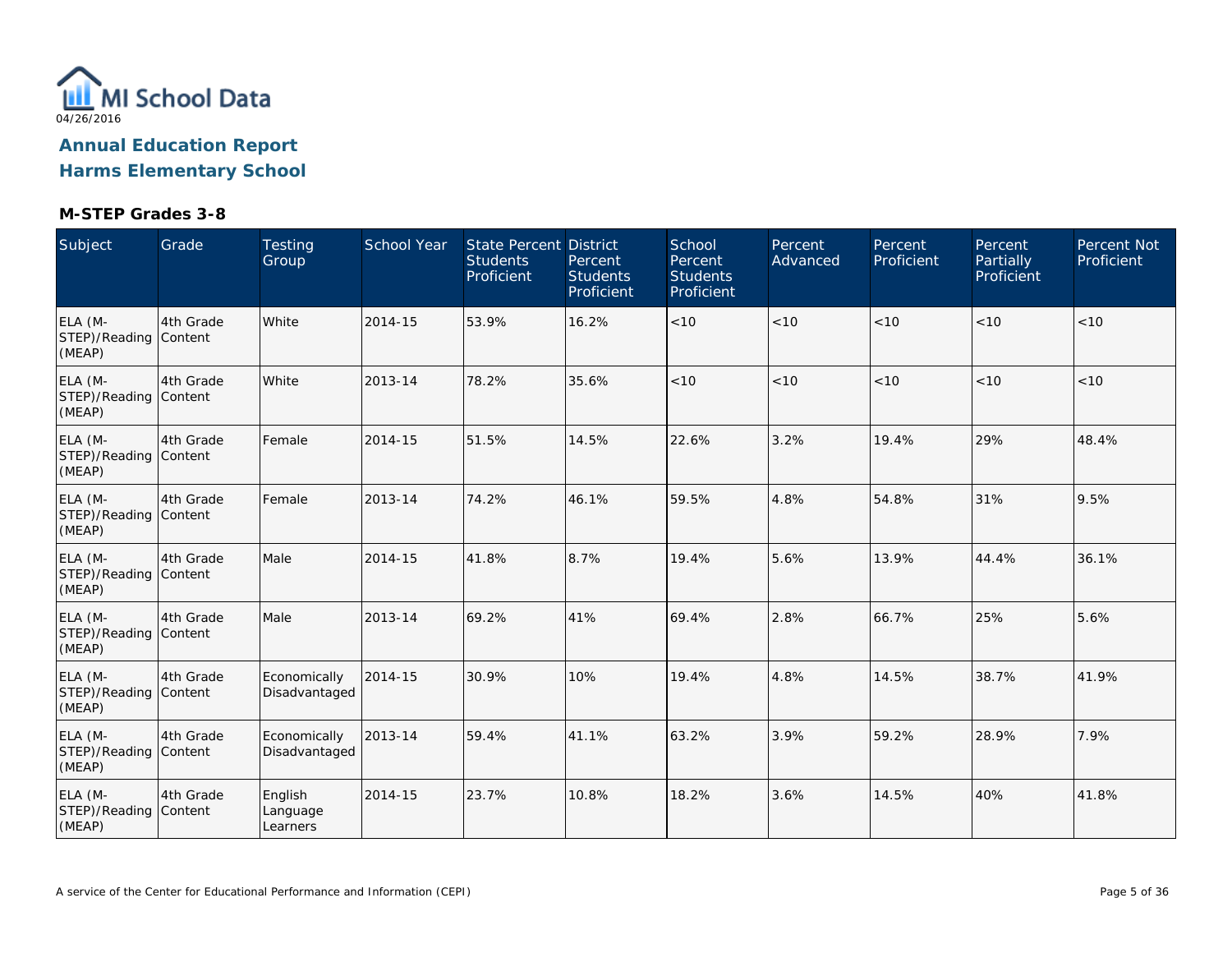MI School Data

04/26/2016

## Annual Education Report

## Harms Elementary School

### M-STEP Grades 3-8

| Subject | Grade | Testing Group | School Year | State Percent Students Proficient | District Percent Students Proficient | School Percent Students Proficient | Percent Advanced | Percent Proficient | Percent Partially Proficient | Percent Not Proficient |
|---|---|---|---|---|---|---|---|---|---|---|
| ELA (M-STEP)/Reading (MEAP) | 4th Grade Content | White | 2014-15 | 53.9% | 16.2% | <10 | <10 | <10 | <10 | <10 |
| ELA (M-STEP)/Reading (MEAP) | 4th Grade Content | White | 2013-14 | 78.2% | 35.6% | <10 | <10 | <10 | <10 | <10 |
| ELA (M-STEP)/Reading (MEAP) | 4th Grade Content | Female | 2014-15 | 51.5% | 14.5% | 22.6% | 3.2% | 19.4% | 29% | 48.4% |
| ELA (M-STEP)/Reading (MEAP) | 4th Grade Content | Female | 2013-14 | 74.2% | 46.1% | 59.5% | 4.8% | 54.8% | 31% | 9.5% |
| ELA (M-STEP)/Reading (MEAP) | 4th Grade Content | Male | 2014-15 | 41.8% | 8.7% | 19.4% | 5.6% | 13.9% | 44.4% | 36.1% |
| ELA (M-STEP)/Reading (MEAP) | 4th Grade Content | Male | 2013-14 | 69.2% | 41% | 69.4% | 2.8% | 66.7% | 25% | 5.6% |
| ELA (M-STEP)/Reading (MEAP) | 4th Grade Content | Economically Disadvantaged | 2014-15 | 30.9% | 10% | 19.4% | 4.8% | 14.5% | 38.7% | 41.9% |
| ELA (M-STEP)/Reading (MEAP) | 4th Grade Content | Economically Disadvantaged | 2013-14 | 59.4% | 41.1% | 63.2% | 3.9% | 59.2% | 28.9% | 7.9% |
| ELA (M-STEP)/Reading (MEAP) | 4th Grade Content | English Language Learners | 2014-15 | 23.7% | 10.8% | 18.2% | 3.6% | 14.5% | 40% | 41.8% |

A service of the Center for Educational Performance and Information (CEPI)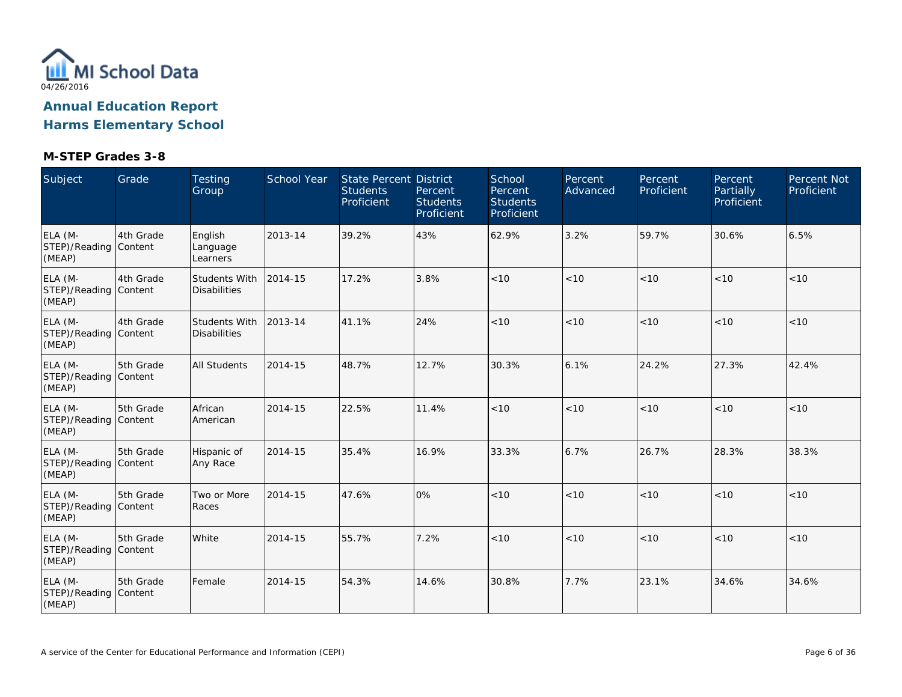MI School Data

04/26/2016

## Annual Education Report

## Harms Elementary School

### M-STEP Grades 3-8

| Subject | Grade | Testing Group | School Year | State Percent Students Proficient | District Percent Students Proficient | School Percent Students Proficient | Percent Advanced | Percent Proficient | Percent Partially Proficient | Percent Not Proficient |
|---|---|---|---|---|---|---|---|---|---|---|
| ELA (M-STEP)/Reading (MEAP) | 4th Grade Content | English Language Learners | 2013-14 | 39.2% | 43% | 62.9% | 3.2% | 59.7% | 30.6% | 6.5% |
| ELA (M-STEP)/Reading (MEAP) | 4th Grade Content | Students With Disabilities | 2014-15 | 17.2% | 3.8% | <10 | <10 | <10 | <10 | <10 |
| ELA (M-STEP)/Reading (MEAP) | 4th Grade Content | Students With Disabilities | 2013-14 | 41.1% | 24% | <10 | <10 | <10 | <10 | <10 |
| ELA (M-STEP)/Reading (MEAP) | 5th Grade Content | All Students | 2014-15 | 48.7% | 12.7% | 30.3% | 6.1% | 24.2% | 27.3% | 42.4% |
| ELA (M-STEP)/Reading (MEAP) | 5th Grade Content | African American | 2014-15 | 22.5% | 11.4% | <10 | <10 | <10 | <10 | <10 |
| ELA (M-STEP)/Reading (MEAP) | 5th Grade Content | Hispanic of Any Race | 2014-15 | 35.4% | 16.9% | 33.3% | 6.7% | 26.7% | 28.3% | 38.3% |
| ELA (M-STEP)/Reading (MEAP) | 5th Grade Content | Two or More Races | 2014-15 | 47.6% | 0% | <10 | <10 | <10 | <10 | <10 |
| ELA (M-STEP)/Reading (MEAP) | 5th Grade Content | White | 2014-15 | 55.7% | 7.2% | <10 | <10 | <10 | <10 | <10 |
| ELA (M-STEP)/Reading (MEAP) | 5th Grade Content | Female | 2014-15 | 54.3% | 14.6% | 30.8% | 7.7% | 23.1% | 34.6% | 34.6% |

A service of the Center for Educational Performance and Information (CEPI)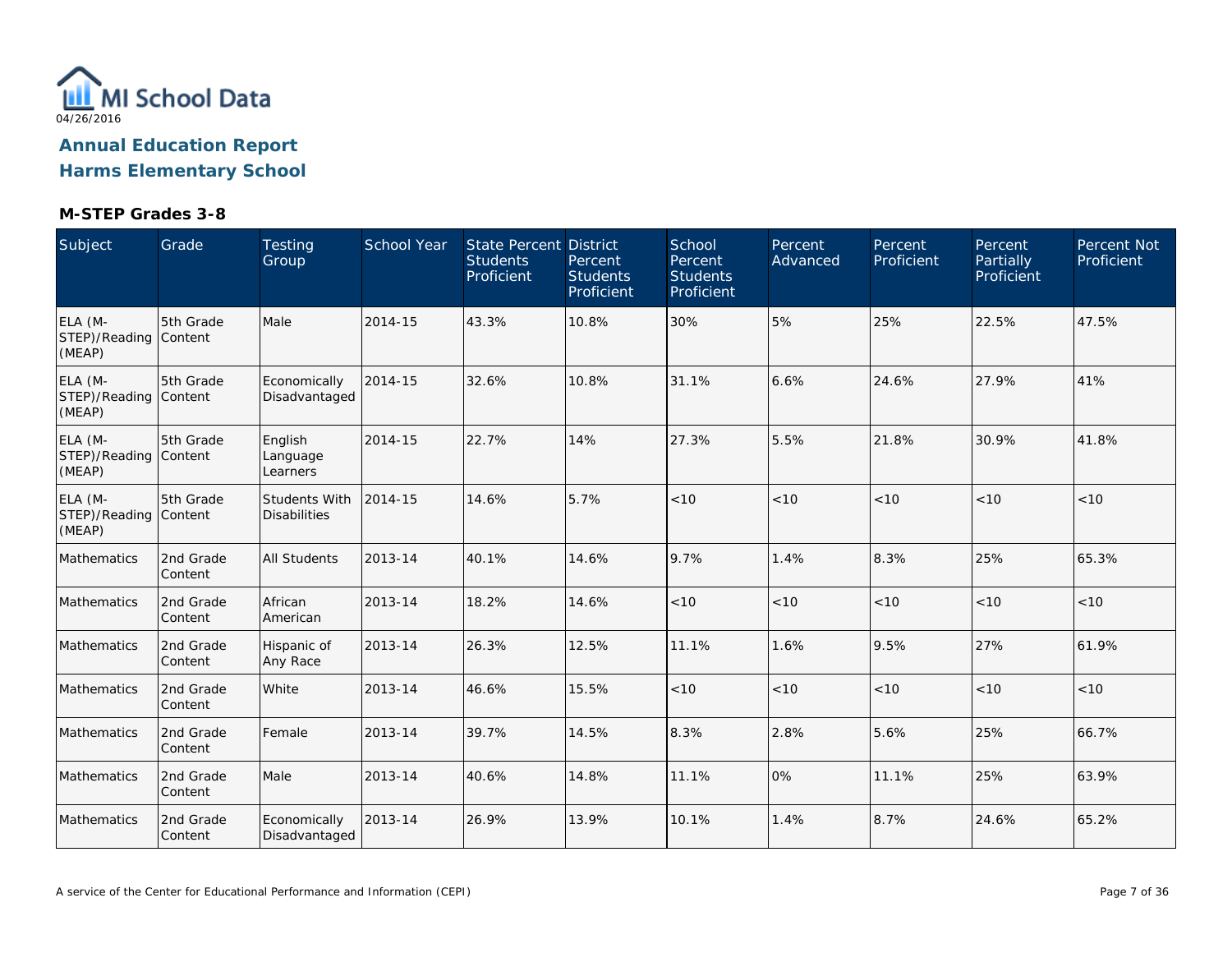MI School Data
04/26/2016

## Annual Education Report
## Harms Elementary School

### M-STEP Grades 3-8

| Subject | Grade | Testing Group | School Year | State Percent Students Proficient | District Percent Students Proficient | School Percent Students Proficient | Percent Advanced | Percent Proficient | Percent Partially Proficient | Percent Not Proficient |
|---|---|---|---|---|---|---|---|---|---|---|
| ELA (M-STEP)/Reading (MEAP) | 5th Grade Content | Male | 2014-15 | 43.3% | 10.8% | 30% | 5% | 25% | 22.5% | 47.5% |
| ELA (M-STEP)/Reading (MEAP) | 5th Grade Content | Economically Disadvantaged | 2014-15 | 32.6% | 10.8% | 31.1% | 6.6% | 24.6% | 27.9% | 41% |
| ELA (M-STEP)/Reading (MEAP) | 5th Grade Content | English Language Learners | 2014-15 | 22.7% | 14% | 27.3% | 5.5% | 21.8% | 30.9% | 41.8% |
| ELA (M-STEP)/Reading (MEAP) | 5th Grade Content | Students With Disabilities | 2014-15 | 14.6% | 5.7% | <10 | <10 | <10 | <10 | <10 |
| Mathematics | 2nd Grade Content | All Students | 2013-14 | 40.1% | 14.6% | 9.7% | 1.4% | 8.3% | 25% | 65.3% |
| Mathematics | 2nd Grade Content | African American | 2013-14 | 18.2% | 14.6% | <10 | <10 | <10 | <10 | <10 |
| Mathematics | 2nd Grade Content | Hispanic of Any Race | 2013-14 | 26.3% | 12.5% | 11.1% | 1.6% | 9.5% | 27% | 61.9% |
| Mathematics | 2nd Grade Content | White | 2013-14 | 46.6% | 15.5% | <10 | <10 | <10 | <10 | <10 |
| Mathematics | 2nd Grade Content | Female | 2013-14 | 39.7% | 14.5% | 8.3% | 2.8% | 5.6% | 25% | 66.7% |
| Mathematics | 2nd Grade Content | Male | 2013-14 | 40.6% | 14.8% | 11.1% | 0% | 11.1% | 25% | 63.9% |
| Mathematics | 2nd Grade Content | Economically Disadvantaged | 2013-14 | 26.9% | 13.9% | 10.1% | 1.4% | 8.7% | 24.6% | 65.2% |

A service of the Center for Educational Performance and Information (CEPI)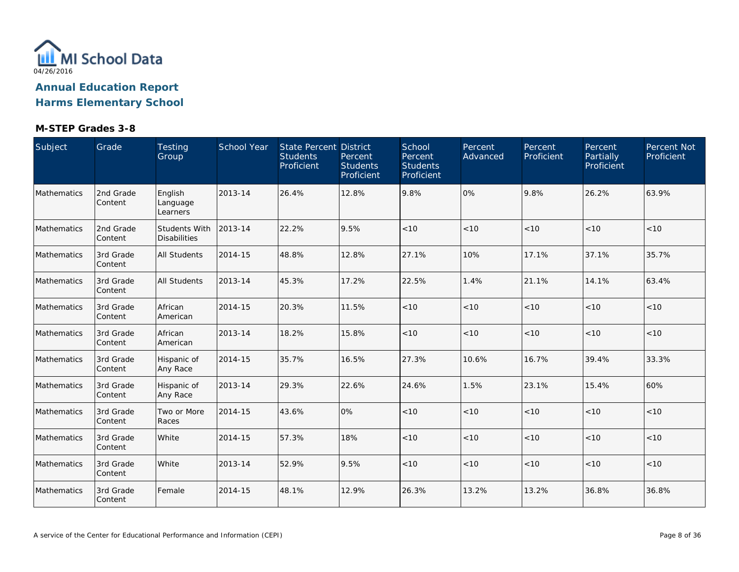MI School Data
04/26/2016

# Annual Education Report
# Harms Elementary School

### M-STEP Grades 3-8

| Subject | Grade | Testing Group | School Year | State Percent Students Proficient | District Percent Students Proficient | School Percent Students Proficient | Percent Advanced | Percent Proficient | Percent Partially Proficient | Percent Not Proficient |
|---|---|---|---|---|---|---|---|---|---|---|
| Mathematics | 2nd Grade Content | English Language Learners | 2013-14 | 26.4% | 12.8% | 9.8% | 0% | 9.8% | 26.2% | 63.9% |
| Mathematics | 2nd Grade Content | Students With Disabilities | 2013-14 | 22.2% | 9.5% | <10 | <10 | <10 | <10 | <10 |
| Mathematics | 3rd Grade Content | All Students | 2014-15 | 48.8% | 12.8% | 27.1% | 10% | 17.1% | 37.1% | 35.7% |
| Mathematics | 3rd Grade Content | All Students | 2013-14 | 45.3% | 17.2% | 22.5% | 1.4% | 21.1% | 14.1% | 63.4% |
| Mathematics | 3rd Grade Content | African American | 2014-15 | 20.3% | 11.5% | <10 | <10 | <10 | <10 | <10 |
| Mathematics | 3rd Grade Content | African American | 2013-14 | 18.2% | 15.8% | <10 | <10 | <10 | <10 | <10 |
| Mathematics | 3rd Grade Content | Hispanic of Any Race | 2014-15 | 35.7% | 16.5% | 27.3% | 10.6% | 16.7% | 39.4% | 33.3% |
| Mathematics | 3rd Grade Content | Hispanic of Any Race | 2013-14 | 29.3% | 22.6% | 24.6% | 1.5% | 23.1% | 15.4% | 60% |
| Mathematics | 3rd Grade Content | Two or More Races | 2014-15 | 43.6% | 0% | <10 | <10 | <10 | <10 | <10 |
| Mathematics | 3rd Grade Content | White | 2014-15 | 57.3% | 18% | <10 | <10 | <10 | <10 | <10 |
| Mathematics | 3rd Grade Content | White | 2013-14 | 52.9% | 9.5% | <10 | <10 | <10 | <10 | <10 |
| Mathematics | 3rd Grade Content | Female | 2014-15 | 48.1% | 12.9% | 26.3% | 13.2% | 13.2% | 36.8% | 36.8% |

A service of the Center for Educational Performance and Information (CEPI)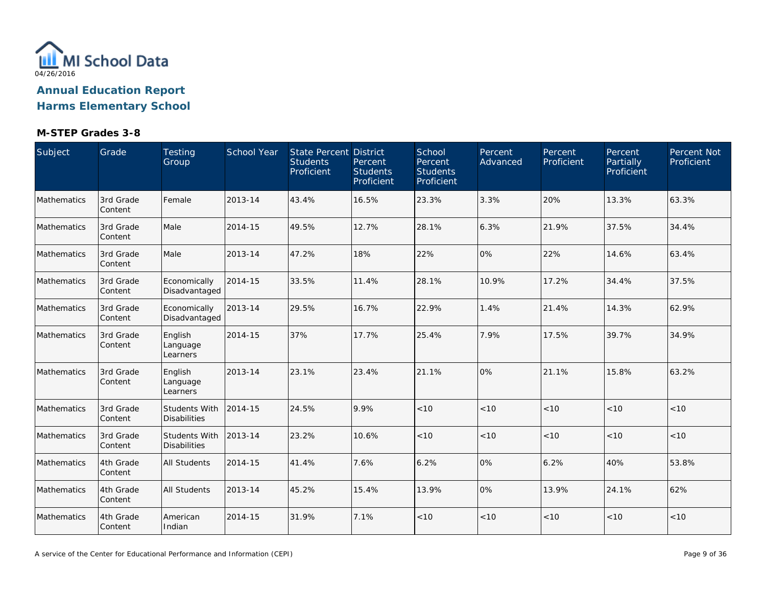MI School Data
04/26/2016

# Annual Education Report

# Harms Elementary School

### M-STEP Grades 3-8

| Subject | Grade | Testing Group | School Year | State Percent Students Proficient | District Percent Students Proficient | School Percent Students Proficient | Percent Advanced | Percent Proficient | Percent Partially Proficient | Percent Not Proficient |
|---|---|---|---|---|---|---|---|---|---|---|
| Mathematics | 3rd Grade Content | Female | 2013-14 | 43.4% | 16.5% | 23.3% | 3.3% | 20% | 13.3% | 63.3% |
| Mathematics | 3rd Grade Content | Male | 2014-15 | 49.5% | 12.7% | 28.1% | 6.3% | 21.9% | 37.5% | 34.4% |
| Mathematics | 3rd Grade Content | Male | 2013-14 | 47.2% | 18% | 22% | 0% | 22% | 14.6% | 63.4% |
| Mathematics | 3rd Grade Content | Economically Disadvantaged | 2014-15 | 33.5% | 11.4% | 28.1% | 10.9% | 17.2% | 34.4% | 37.5% |
| Mathematics | 3rd Grade Content | Economically Disadvantaged | 2013-14 | 29.5% | 16.7% | 22.9% | 1.4% | 21.4% | 14.3% | 62.9% |
| Mathematics | 3rd Grade Content | English Language Learners | 2014-15 | 37% | 17.7% | 25.4% | 7.9% | 17.5% | 39.7% | 34.9% |
| Mathematics | 3rd Grade Content | English Language Learners | 2013-14 | 23.1% | 23.4% | 21.1% | 0% | 21.1% | 15.8% | 63.2% |
| Mathematics | 3rd Grade Content | Students With Disabilities | 2014-15 | 24.5% | 9.9% | <10 | <10 | <10 | <10 | <10 |
| Mathematics | 3rd Grade Content | Students With Disabilities | 2013-14 | 23.2% | 10.6% | <10 | <10 | <10 | <10 | <10 |
| Mathematics | 4th Grade Content | All Students | 2014-15 | 41.4% | 7.6% | 6.2% | 0% | 6.2% | 40% | 53.8% |
| Mathematics | 4th Grade Content | All Students | 2013-14 | 45.2% | 15.4% | 13.9% | 0% | 13.9% | 24.1% | 62% |
| Mathematics | 4th Grade Content | American Indian | 2014-15 | 31.9% | 7.1% | <10 | <10 | <10 | <10 | <10 |

A service of the Center for Educational Performance and Information (CEPI)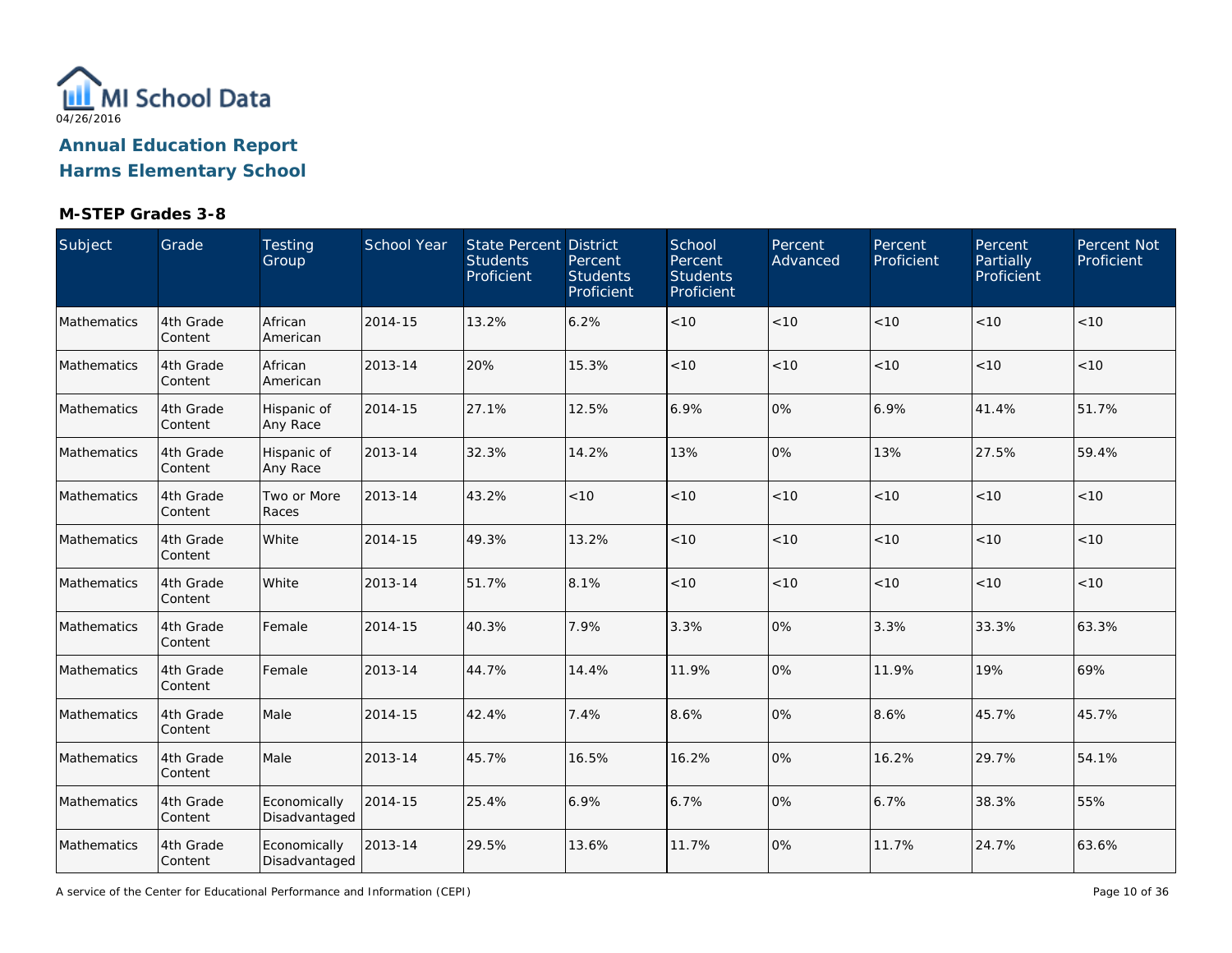04/26/2016

# Annual Education Report
## Harms Elementary School

### M-STEP Grades 3-8

| Subject | Grade | Testing Group | School Year | State Percent Students Proficient | District Percent Students Proficient | School Percent Students Proficient | Percent Advanced | Percent Proficient | Percent Partially Proficient | Percent Not Proficient |
|---|---|---|---|---|---|---|---|---|---|---|
| Mathematics | 4th Grade Content | African American | 2014-15 | 13.2% | 6.2% | <10 | <10 | <10 | <10 | <10 |
| Mathematics | 4th Grade Content | African American | 2013-14 | 20% | 15.3% | <10 | <10 | <10 | <10 | <10 |
| Mathematics | 4th Grade Content | Hispanic of Any Race | 2014-15 | 27.1% | 12.5% | 6.9% | 0% | 6.9% | 41.4% | 51.7% |
| Mathematics | 4th Grade Content | Hispanic of Any Race | 2013-14 | 32.3% | 14.2% | 13% | 0% | 13% | 27.5% | 59.4% |
| Mathematics | 4th Grade Content | Two or More Races | 2013-14 | 43.2% | <10 | <10 | <10 | <10 | <10 | <10 |
| Mathematics | 4th Grade Content | White | 2014-15 | 49.3% | 13.2% | <10 | <10 | <10 | <10 | <10 |
| Mathematics | 4th Grade Content | White | 2013-14 | 51.7% | 8.1% | <10 | <10 | <10 | <10 | <10 |
| Mathematics | 4th Grade Content | Female | 2014-15 | 40.3% | 7.9% | 3.3% | 0% | 3.3% | 33.3% | 63.3% |
| Mathematics | 4th Grade Content | Female | 2013-14 | 44.7% | 14.4% | 11.9% | 0% | 11.9% | 19% | 69% |
| Mathematics | 4th Grade Content | Male | 2014-15 | 42.4% | 7.4% | 8.6% | 0% | 8.6% | 45.7% | 45.7% |
| Mathematics | 4th Grade Content | Male | 2013-14 | 45.7% | 16.5% | 16.2% | 0% | 16.2% | 29.7% | 54.1% |
| Mathematics | 4th Grade Content | Economically Disadvantaged | 2014-15 | 25.4% | 6.9% | 6.7% | 0% | 6.7% | 38.3% | 55% |
| Mathematics | 4th Grade Content | Economically Disadvantaged | 2013-14 | 29.5% | 13.6% | 11.7% | 0% | 11.7% | 24.7% | 63.6% |

A service of the Center for Educational Performance and Information (CEPI)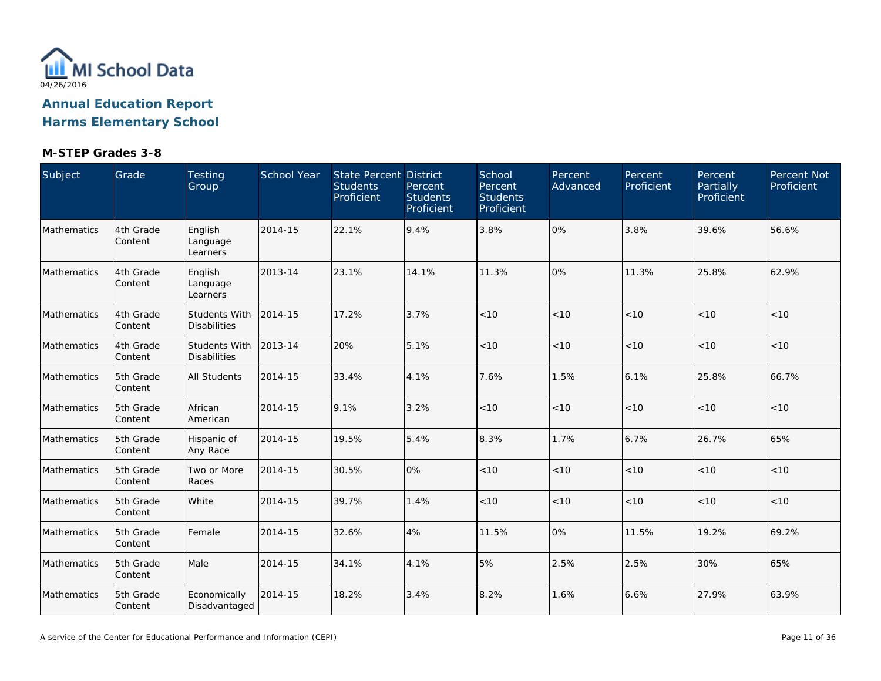MI School Data

04/26/2016

## Annual Education Report

## Harms Elementary School

### M-STEP Grades 3-8

| Subject | Grade | Testing Group | School Year | State Percent Students Proficient | District Percent Students Proficient | School Percent Students Proficient | Percent Advanced | Percent Proficient | Percent Partially Proficient | Percent Not Proficient |
|---|---|---|---|---|---|---|---|---|---|---|
| Mathematics | 4th Grade Content | English Language Learners | 2014-15 | 22.1% | 9.4% | 3.8% | 0% | 3.8% | 39.6% | 56.6% |
| Mathematics | 4th Grade Content | English Language Learners | 2013-14 | 23.1% | 14.1% | 11.3% | 0% | 11.3% | 25.8% | 62.9% |
| Mathematics | 4th Grade Content | Students With Disabilities | 2014-15 | 17.2% | 3.7% | <10 | <10 | <10 | <10 | <10 |
| Mathematics | 4th Grade Content | Students With Disabilities | 2013-14 | 20% | 5.1% | <10 | <10 | <10 | <10 | <10 |
| Mathematics | 5th Grade Content | All Students | 2014-15 | 33.4% | 4.1% | 7.6% | 1.5% | 6.1% | 25.8% | 66.7% |
| Mathematics | 5th Grade Content | African American | 2014-15 | 9.1% | 3.2% | <10 | <10 | <10 | <10 | <10 |
| Mathematics | 5th Grade Content | Hispanic of Any Race | 2014-15 | 19.5% | 5.4% | 8.3% | 1.7% | 6.7% | 26.7% | 65% |
| Mathematics | 5th Grade Content | Two or More Races | 2014-15 | 30.5% | 0% | <10 | <10 | <10 | <10 | <10 |
| Mathematics | 5th Grade Content | White | 2014-15 | 39.7% | 1.4% | <10 | <10 | <10 | <10 | <10 |
| Mathematics | 5th Grade Content | Female | 2014-15 | 32.6% | 4% | 11.5% | 0% | 11.5% | 19.2% | 69.2% |
| Mathematics | 5th Grade Content | Male | 2014-15 | 34.1% | 4.1% | 5% | 2.5% | 2.5% | 30% | 65% |
| Mathematics | 5th Grade Content | Economically Disadvantaged | 2014-15 | 18.2% | 3.4% | 8.2% | 1.6% | 6.6% | 27.9% | 63.9% |

A service of the Center for Educational Performance and Information (CEPI)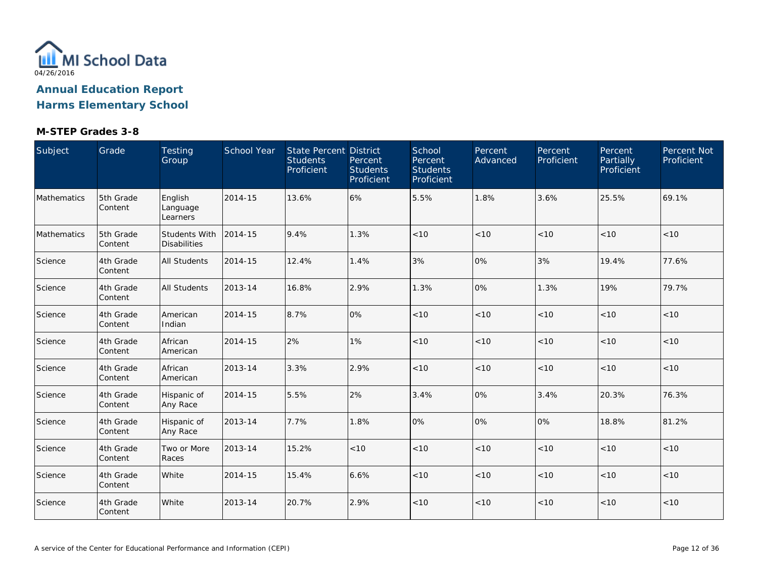04/26/2016

# Annual Education Report
# Harms Elementary School

### M-STEP Grades 3-8

| Subject | Grade | Testing Group | School Year | State Percent Students Proficient | District Percent Students Proficient | School Percent Students Proficient | Percent Advanced | Percent Proficient | Percent Partially Proficient | Percent Not Proficient |
|---|---|---|---|---|---|---|---|---|---|---|
| Mathematics | 5th Grade Content | English Language Learners | 2014-15 | 13.6% | 6% | 5.5% | 1.8% | 3.6% | 25.5% | 69.1% |
| Mathematics | 5th Grade Content | Students With Disabilities | 2014-15 | 9.4% | 1.3% | <10 | <10 | <10 | <10 | <10 |
| Science | 4th Grade Content | All Students | 2014-15 | 12.4% | 1.4% | 3% | 0% | 3% | 19.4% | 77.6% |
| Science | 4th Grade Content | All Students | 2013-14 | 16.8% | 2.9% | 1.3% | 0% | 1.3% | 19% | 79.7% |
| Science | 4th Grade Content | American Indian | 2014-15 | 8.7% | 0% | <10 | <10 | <10 | <10 | <10 |
| Science | 4th Grade Content | African American | 2014-15 | 2% | 1% | <10 | <10 | <10 | <10 | <10 |
| Science | 4th Grade Content | African American | 2013-14 | 3.3% | 2.9% | <10 | <10 | <10 | <10 | <10 |
| Science | 4th Grade Content | Hispanic of Any Race | 2014-15 | 5.5% | 2% | 3.4% | 0% | 3.4% | 20.3% | 76.3% |
| Science | 4th Grade Content | Hispanic of Any Race | 2013-14 | 7.7% | 1.8% | 0% | 0% | 0% | 18.8% | 81.2% |
| Science | 4th Grade Content | Two or More Races | 2013-14 | 15.2% | <10 | <10 | <10 | <10 | <10 | <10 |
| Science | 4th Grade Content | White | 2014-15 | 15.4% | 6.6% | <10 | <10 | <10 | <10 | <10 |
| Science | 4th Grade Content | White | 2013-14 | 20.7% | 2.9% | <10 | <10 | <10 | <10 | <10 |

A service of the Center for Educational Performance and Information (CEPI)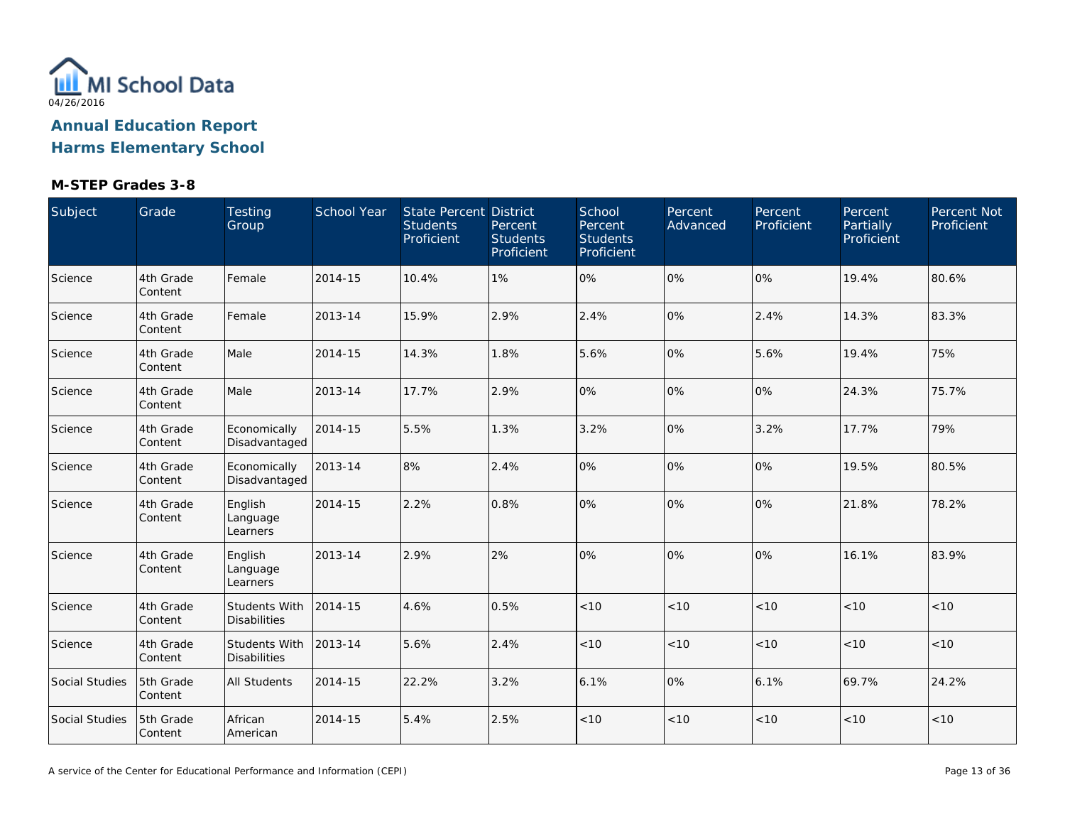MI School Data

04/26/2016

# Annual Education Report

## Harms Elementary School

### M-STEP Grades 3-8

| Subject | Grade | Testing Group | School Year | State Percent Students Proficient | District Percent Students Proficient | School Percent Students Proficient | Percent Advanced | Percent Proficient | Percent Partially Proficient | Percent Not Proficient |
|---|---|---|---|---|---|---|---|---|---|---|
| Science | 4th Grade Content | Female | 2014-15 | 10.4% | 1% | 0% | 0% | 0% | 19.4% | 80.6% |
| Science | 4th Grade Content | Female | 2013-14 | 15.9% | 2.9% | 2.4% | 0% | 2.4% | 14.3% | 83.3% |
| Science | 4th Grade Content | Male | 2014-15 | 14.3% | 1.8% | 5.6% | 0% | 5.6% | 19.4% | 75% |
| Science | 4th Grade Content | Male | 2013-14 | 17.7% | 2.9% | 0% | 0% | 0% | 24.3% | 75.7% |
| Science | 4th Grade Content | Economically Disadvantaged | 2014-15 | 5.5% | 1.3% | 3.2% | 0% | 3.2% | 17.7% | 79% |
| Science | 4th Grade Content | Economically Disadvantaged | 2013-14 | 8% | 2.4% | 0% | 0% | 0% | 19.5% | 80.5% |
| Science | 4th Grade Content | English Language Learners | 2014-15 | 2.2% | 0.8% | 0% | 0% | 0% | 21.8% | 78.2% |
| Science | 4th Grade Content | English Language Learners | 2013-14 | 2.9% | 2% | 0% | 0% | 0% | 16.1% | 83.9% |
| Science | 4th Grade Content | Students With Disabilities | 2014-15 | 4.6% | 0.5% | <10 | <10 | <10 | <10 | <10 |
| Science | 4th Grade Content | Students With Disabilities | 2013-14 | 5.6% | 2.4% | <10 | <10 | <10 | <10 | <10 |
| Social Studies | 5th Grade Content | All Students | 2014-15 | 22.2% | 3.2% | 6.1% | 0% | 6.1% | 69.7% | 24.2% |
| Social Studies | 5th Grade Content | African American | 2014-15 | 5.4% | 2.5% | <10 | <10 | <10 | <10 | <10 |

A service of the Center for Educational Performance and Information (CEPI)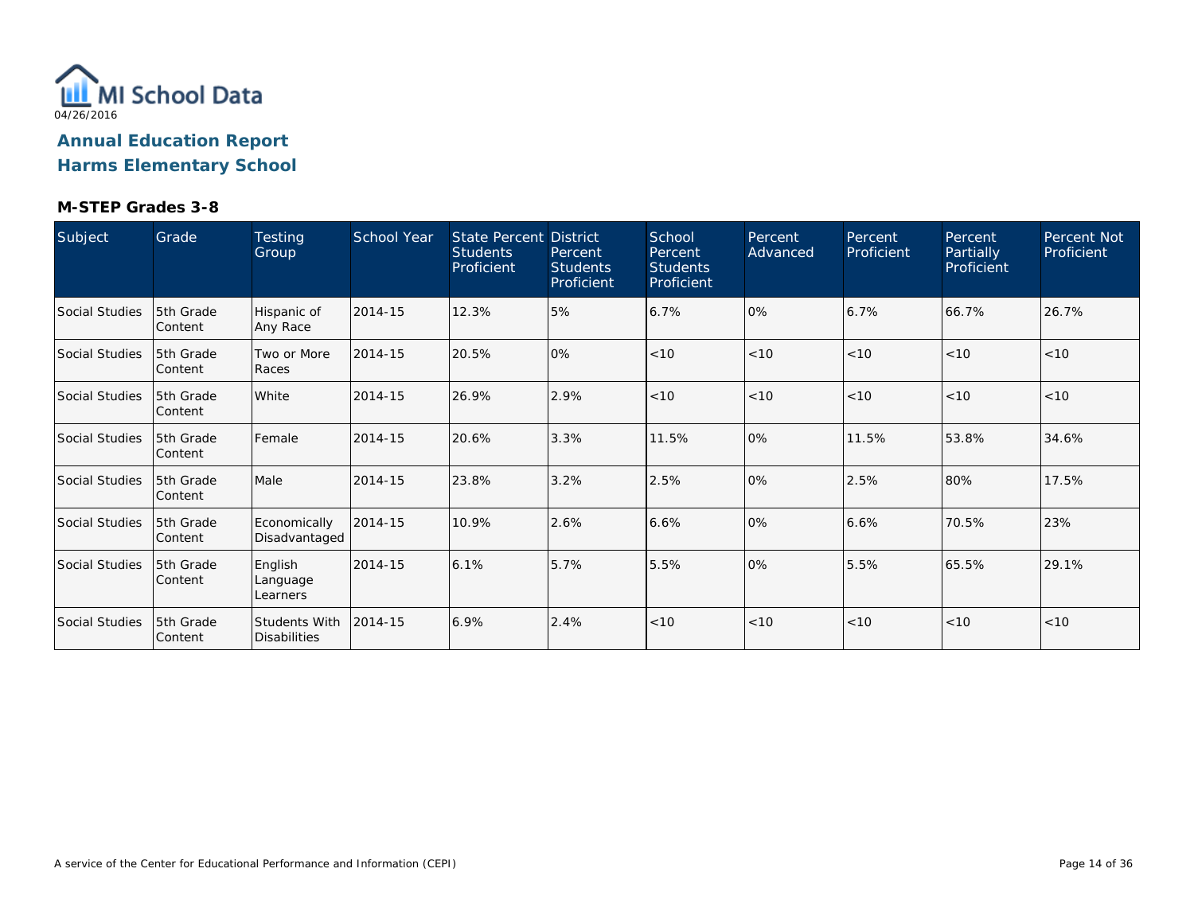MI School Data
04/26/2016

**Annual Education Report**
**Harms Elementary School**

### M-STEP Grades 3-8

| Subject | Grade | Testing Group | School Year | State Percent Students Proficient | District Percent Students Proficient | School Percent Students Proficient | Percent Advanced | Percent Proficient | Percent Partially Proficient | Percent Not Proficient |
|---|---|---|---|---|---|---|---|---|---|---|
| Social Studies | 5th Grade Content | Hispanic of Any Race | 2014-15 | 12.3% | 5% | 6.7% | 0% | 6.7% | 66.7% | 26.7% |
| Social Studies | 5th Grade Content | Two or More Races | 2014-15 | 20.5% | 0% | <10 | <10 | <10 | <10 | <10 |
| Social Studies | 5th Grade Content | White | 2014-15 | 26.9% | 2.9% | <10 | <10 | <10 | <10 | <10 |
| Social Studies | 5th Grade Content | Female | 2014-15 | 20.6% | 3.3% | 11.5% | 0% | 11.5% | 53.8% | 34.6% |
| Social Studies | 5th Grade Content | Male | 2014-15 | 23.8% | 3.2% | 2.5% | 0% | 2.5% | 80% | 17.5% |
| Social Studies | 5th Grade Content | Economically Disadvantaged | 2014-15 | 10.9% | 2.6% | 6.6% | 0% | 6.6% | 70.5% | 23% |
| Social Studies | 5th Grade Content | English Language Learners | 2014-15 | 6.1% | 5.7% | 5.5% | 0% | 5.5% | 65.5% | 29.1% |
| Social Studies | 5th Grade Content | Students With Disabilities | 2014-15 | 6.9% | 2.4% | <10 | <10 | <10 | <10 | <10 |

A service of the Center for Educational Performance and Information (CEPI)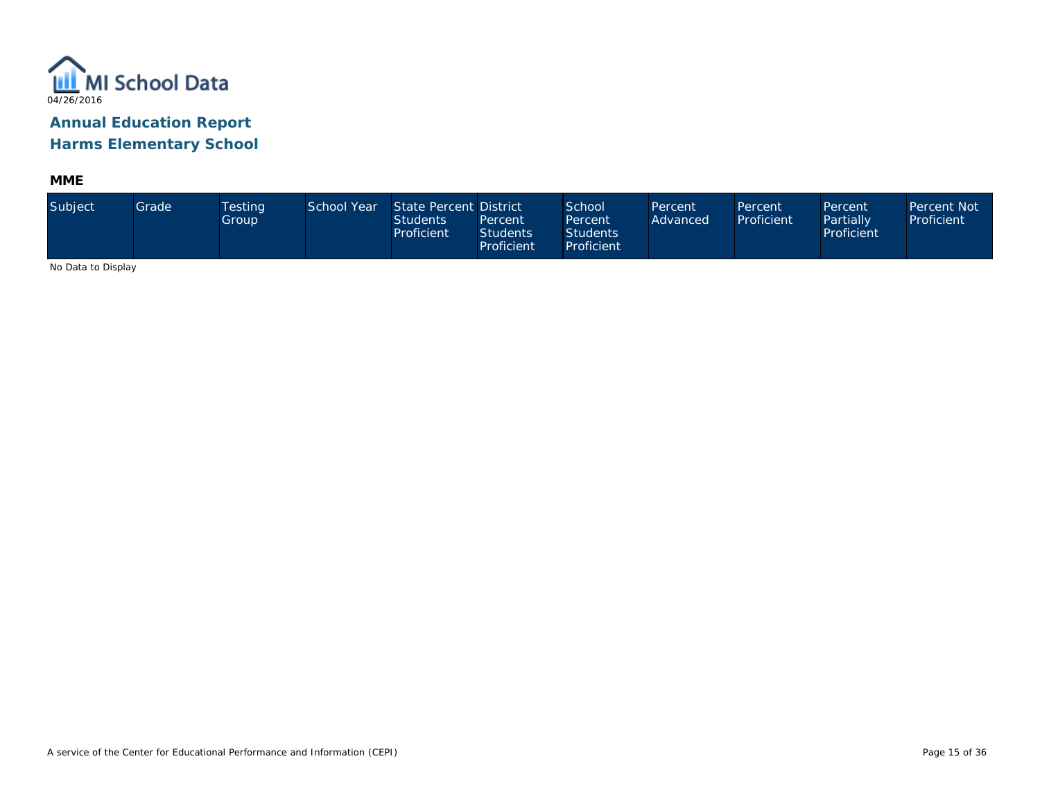MI School Data

04/26/2016

## Annual Education Report
## Harms Elementary School

### MME

| Subject | Grade | Testing Group | School Year | State Percent Students Proficient | District Percent Students Proficient | School Percent Students Proficient | Percent Advanced | Percent Proficient | Percent Partially Proficient | Percent Not Proficient |
|---|---|---|---|---|---|---|---|---|---|---|

No Data to Display

A service of the Center for Educational Performance and Information (CEPI)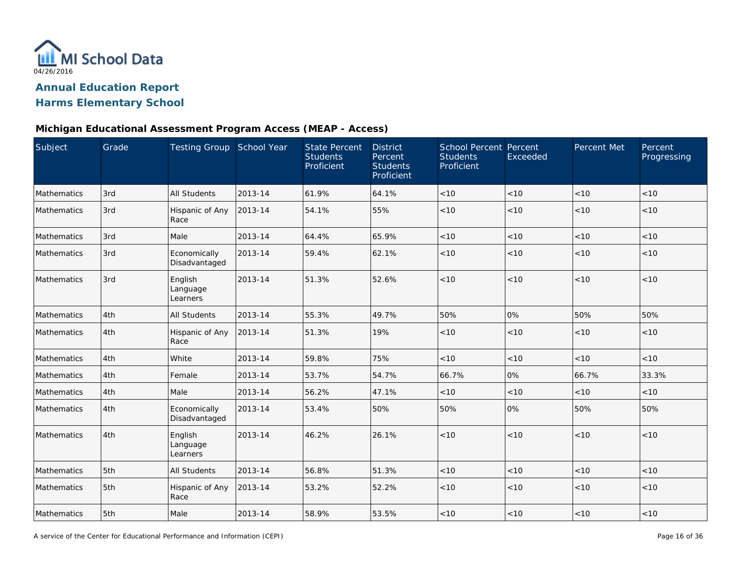04/26/2016

# Annual Education Report

## Harms Elementary School

### Michigan Educational Assessment Program Access (MEAP - Access)

| Subject | Grade | Testing Group | School Year | State Percent Students Proficient | District Percent Students Proficient | School Percent Students Proficient | Percent Exceeded | Percent Met | Percent Progressing |
|---|---|---|---|---|---|---|---|---|---|
| Mathematics | 3rd | All Students | 2013-14 | 61.9% | 64.1% | <10 | <10 | <10 | <10 |
| Mathematics | 3rd | Hispanic of Any Race | 2013-14 | 54.1% | 55% | <10 | <10 | <10 | <10 |
| Mathematics | 3rd | Male | 2013-14 | 64.4% | 65.9% | <10 | <10 | <10 | <10 |
| Mathematics | 3rd | Economically Disadvantaged | 2013-14 | 59.4% | 62.1% | <10 | <10 | <10 | <10 |
| Mathematics | 3rd | English Language Learners | 2013-14 | 51.3% | 52.6% | <10 | <10 | <10 | <10 |
| Mathematics | 4th | All Students | 2013-14 | 55.3% | 49.7% | 50% | 0% | 50% | 50% |
| Mathematics | 4th | Hispanic of Any Race | 2013-14 | 51.3% | 19% | <10 | <10 | <10 | <10 |
| Mathematics | 4th | White | 2013-14 | 59.8% | 75% | <10 | <10 | <10 | <10 |
| Mathematics | 4th | Female | 2013-14 | 53.7% | 54.7% | 66.7% | 0% | 66.7% | 33.3% |
| Mathematics | 4th | Male | 2013-14 | 56.2% | 47.1% | <10 | <10 | <10 | <10 |
| Mathematics | 4th | Economically Disadvantaged | 2013-14 | 53.4% | 50% | 50% | 0% | 50% | 50% |
| Mathematics | 4th | English Language Learners | 2013-14 | 46.2% | 26.1% | <10 | <10 | <10 | <10 |
| Mathematics | 5th | All Students | 2013-14 | 56.8% | 51.3% | <10 | <10 | <10 | <10 |
| Mathematics | 5th | Hispanic of Any Race | 2013-14 | 53.2% | 52.2% | <10 | <10 | <10 | <10 |
| Mathematics | 5th | Male | 2013-14 | 58.9% | 53.5% | <10 | <10 | <10 | <10 |

A service of the Center for Educational Performance and Information (CEPI)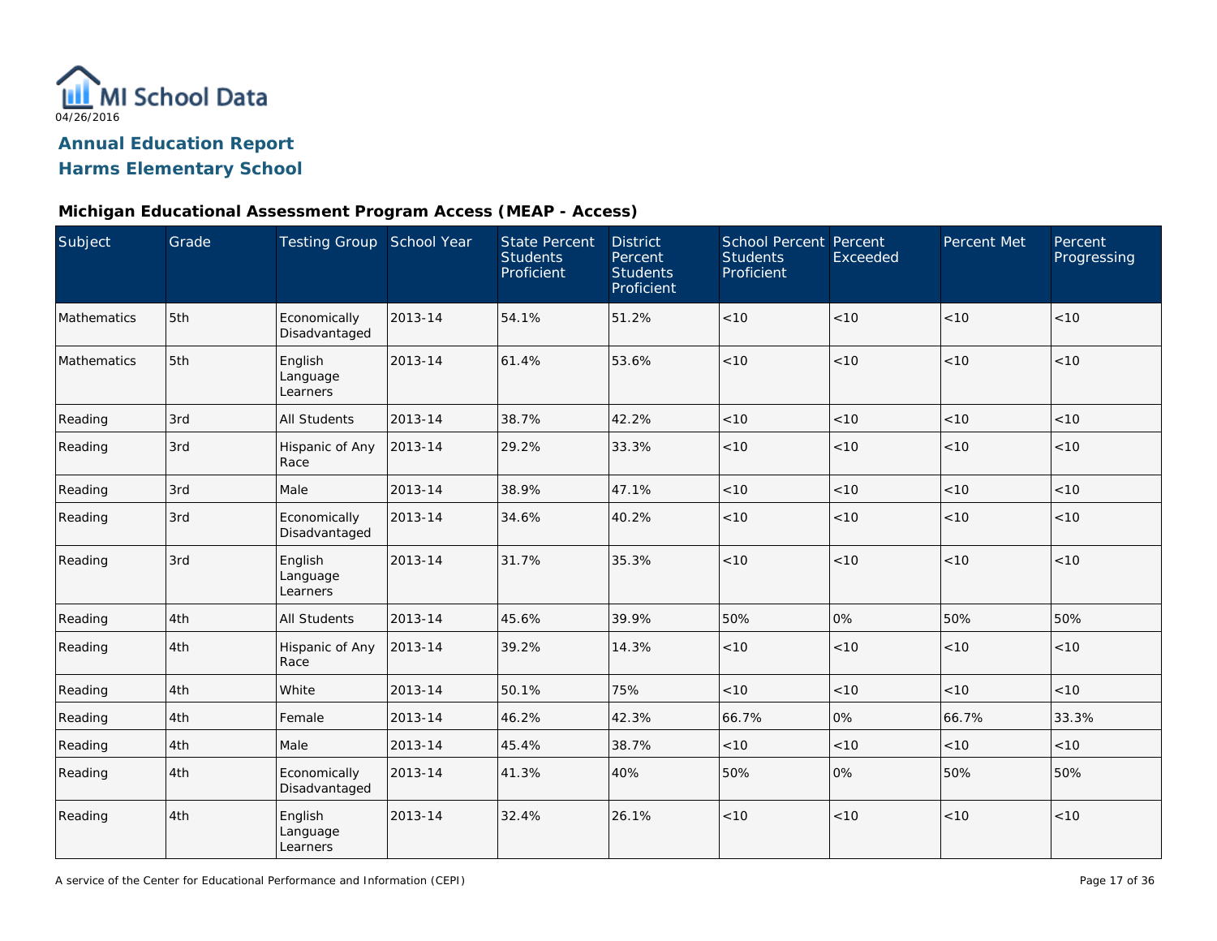# Annual Education Report
## Harms Elementary School

### Michigan Educational Assessment Program Access (MEAP - Access)

| Subject | Grade | Testing Group | School Year | State Percent Students Proficient | District Percent Students Proficient | School Percent Students Proficient | Percent Exceeded | Percent Met | Percent Progressing |
|---|---|---|---|---|---|---|---|---|---|
| Mathematics | 5th | Economically Disadvantaged | 2013-14 | 54.1% | 51.2% | <10 | <10 | <10 | <10 |
| Mathematics | 5th | English Language Learners | 2013-14 | 61.4% | 53.6% | <10 | <10 | <10 | <10 |
| Reading | 3rd | All Students | 2013-14 | 38.7% | 42.2% | <10 | <10 | <10 | <10 |
| Reading | 3rd | Hispanic of Any Race | 2013-14 | 29.2% | 33.3% | <10 | <10 | <10 | <10 |
| Reading | 3rd | Male | 2013-14 | 38.9% | 47.1% | <10 | <10 | <10 | <10 |
| Reading | 3rd | Economically Disadvantaged | 2013-14 | 34.6% | 40.2% | <10 | <10 | <10 | <10 |
| Reading | 3rd | English Language Learners | 2013-14 | 31.7% | 35.3% | <10 | <10 | <10 | <10 |
| Reading | 4th | All Students | 2013-14 | 45.6% | 39.9% | 50% | 0% | 50% | 50% |
| Reading | 4th | Hispanic of Any Race | 2013-14 | 39.2% | 14.3% | <10 | <10 | <10 | <10 |
| Reading | 4th | White | 2013-14 | 50.1% | 75% | <10 | <10 | <10 | <10 |
| Reading | 4th | Female | 2013-14 | 46.2% | 42.3% | 66.7% | 0% | 66.7% | 33.3% |
| Reading | 4th | Male | 2013-14 | 45.4% | 38.7% | <10 | <10 | <10 | <10 |
| Reading | 4th | Economically Disadvantaged | 2013-14 | 41.3% | 40% | 50% | 0% | 50% | 50% |
| Reading | 4th | English Language Learners | 2013-14 | 32.4% | 26.1% | <10 | <10 | <10 | <10 |

A service of the Center for Educational Performance and Information (CEPI)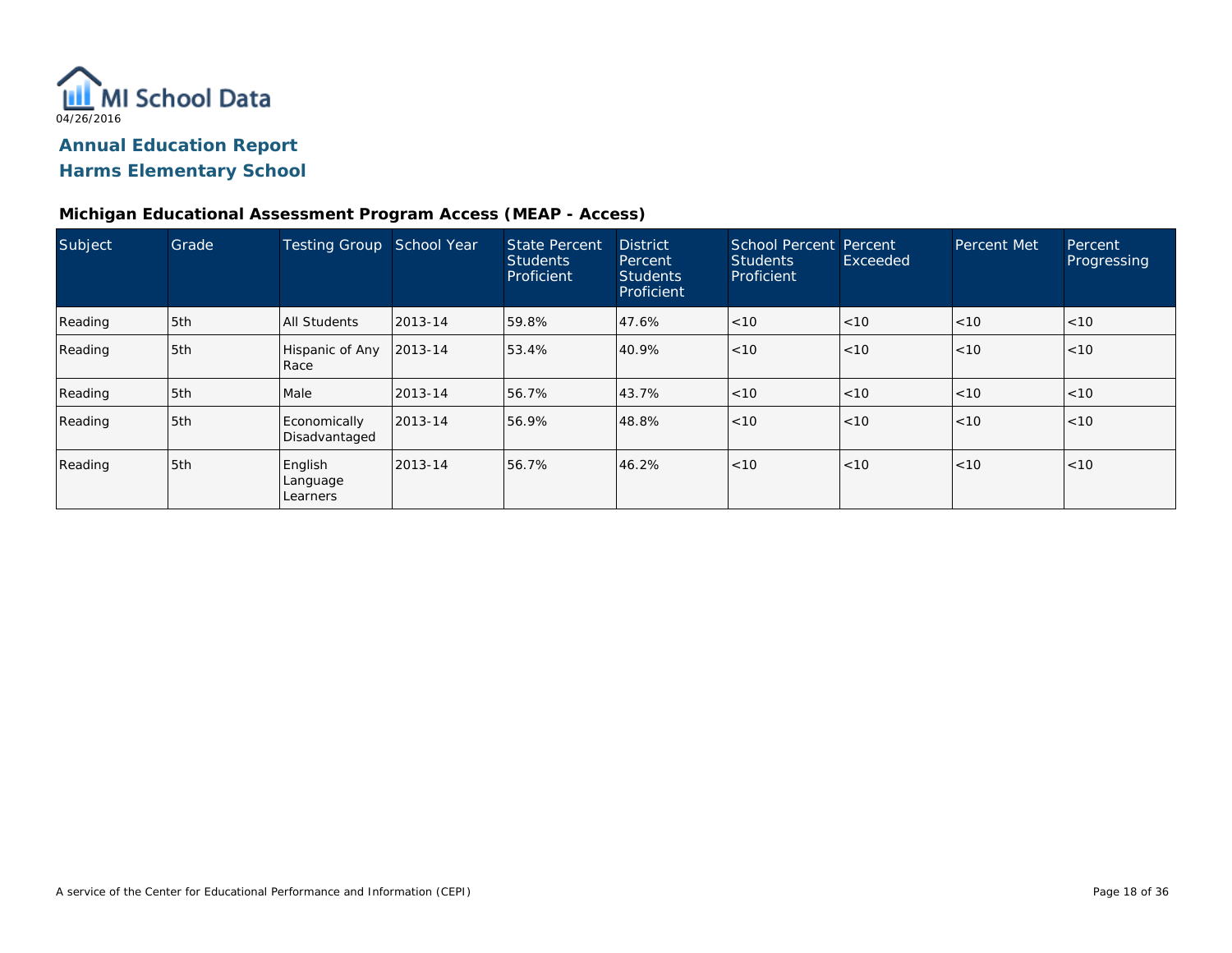MI School Data

04/26/2016

## Annual Education Report
## Harms Elementary School

### Michigan Educational Assessment Program Access (MEAP - Access)

| Subject | Grade | Testing Group | School Year | State Percent Students Proficient | District Percent Students Proficient | School Percent Students Proficient | Percent Exceeded | Percent Met | Percent Progressing |
|---|---|---|---|---|---|---|---|---|---|
| Reading | 5th | All Students | 2013-14 | 59.8% | 47.6% | <10 | <10 | <10 | <10 |
| Reading | 5th | Hispanic of Any Race | 2013-14 | 53.4% | 40.9% | <10 | <10 | <10 | <10 |
| Reading | 5th | Male | 2013-14 | 56.7% | 43.7% | <10 | <10 | <10 | <10 |
| Reading | 5th | Economically Disadvantaged | 2013-14 | 56.9% | 48.8% | <10 | <10 | <10 | <10 |
| Reading | 5th | English Language Learners | 2013-14 | 56.7% | 46.2% | <10 | <10 | <10 | <10 |

A service of the Center for Educational Performance and Information (CEPI)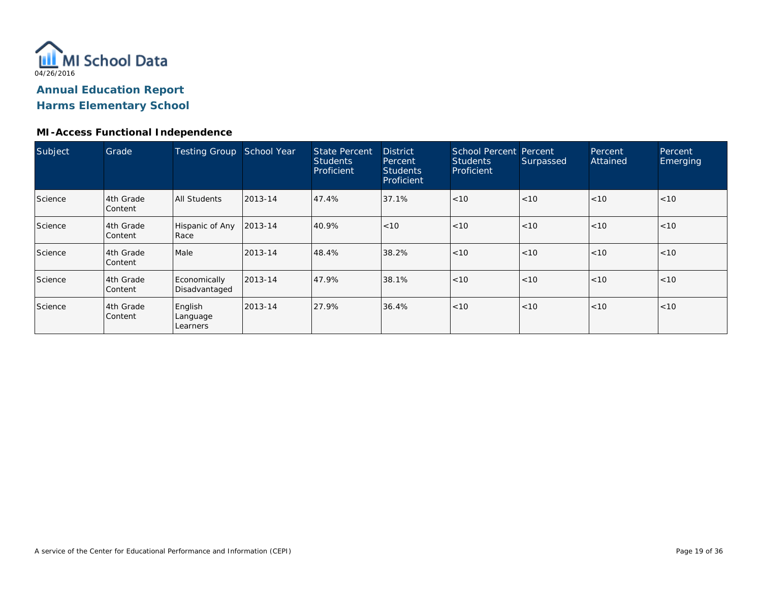04/26/2016

# Annual Education Report
## Harms Elementary School

### MI-Access Functional Independence

| Subject | Grade | Testing Group | School Year | State Percent Students Proficient | District Percent Students Proficient | School Percent Students Proficient | Percent Surpassed | Percent Attained | Percent Emerging |
|---|---|---|---|---|---|---|---|---|---|
| Science | 4th Grade Content | All Students | 2013-14 | 47.4% | 37.1% | <10 | <10 | <10 | <10 |
| Science | 4th Grade Content | Hispanic of Any Race | 2013-14 | 40.9% | <10 | <10 | <10 | <10 | <10 |
| Science | 4th Grade Content | Male | 2013-14 | 48.4% | 38.2% | <10 | <10 | <10 | <10 |
| Science | 4th Grade Content | Economically Disadvantaged | 2013-14 | 47.9% | 38.1% | <10 | <10 | <10 | <10 |
| Science | 4th Grade Content | English Language Learners | 2013-14 | 27.9% | 36.4% | <10 | <10 | <10 | <10 |

A service of the Center for Educational Performance and Information (CEPI)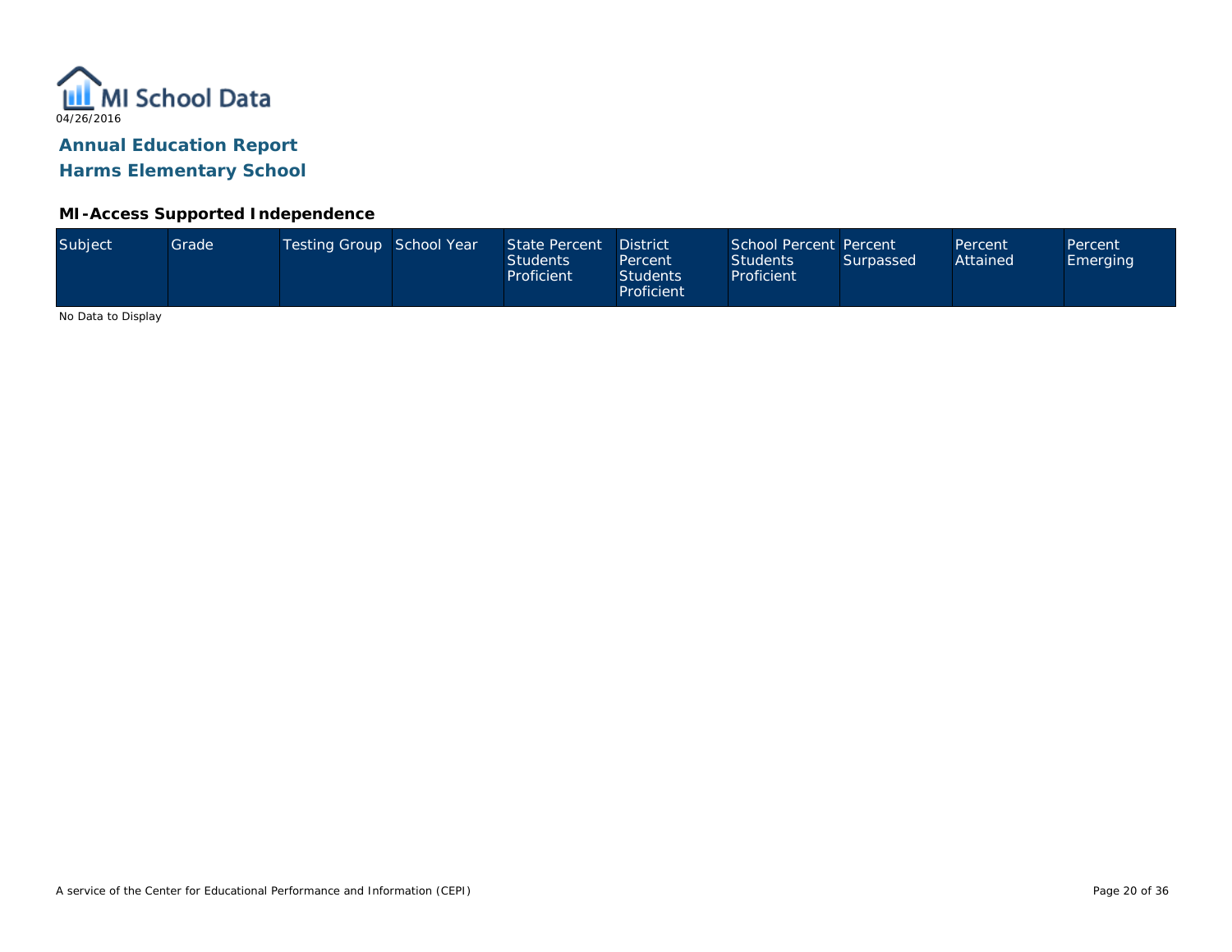MI School Data

04/26/2016

## Annual Education Report

## Harms Elementary School

### MI-Access Supported Independence

| Subject | Grade | Testing Group | School Year | State Percent Students Proficient | District Percent Students Proficient | School Percent Students Proficient | Percent Surpassed | Percent Attained | Percent Emerging |
|---|---|---|---|---|---|---|---|---|---|

No Data to Display

A service of the Center for Educational Performance and Information (CEPI)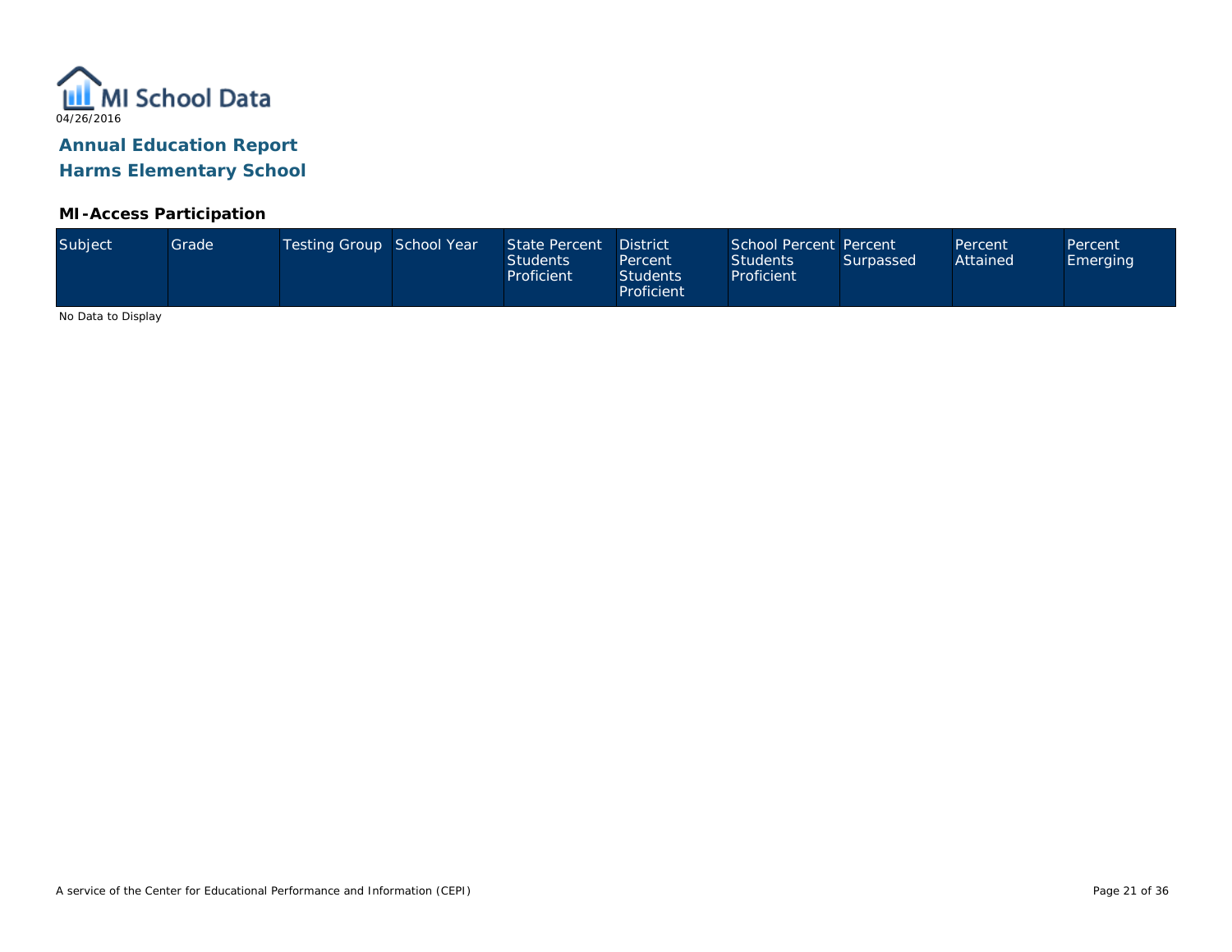MI School Data

04/26/2016

## Annual Education Report
## Harms Elementary School

### MI-Access Participation

| Subject | Grade | Testing Group | School Year | State Percent Students Proficient | District Percent Students Proficient | School Percent Students Proficient | Percent Surpassed | Percent Attained | Percent Emerging |
|---|---|---|---|---|---|---|---|---|---|

No Data to Display

A service of the Center for Educational Performance and Information (CEPI)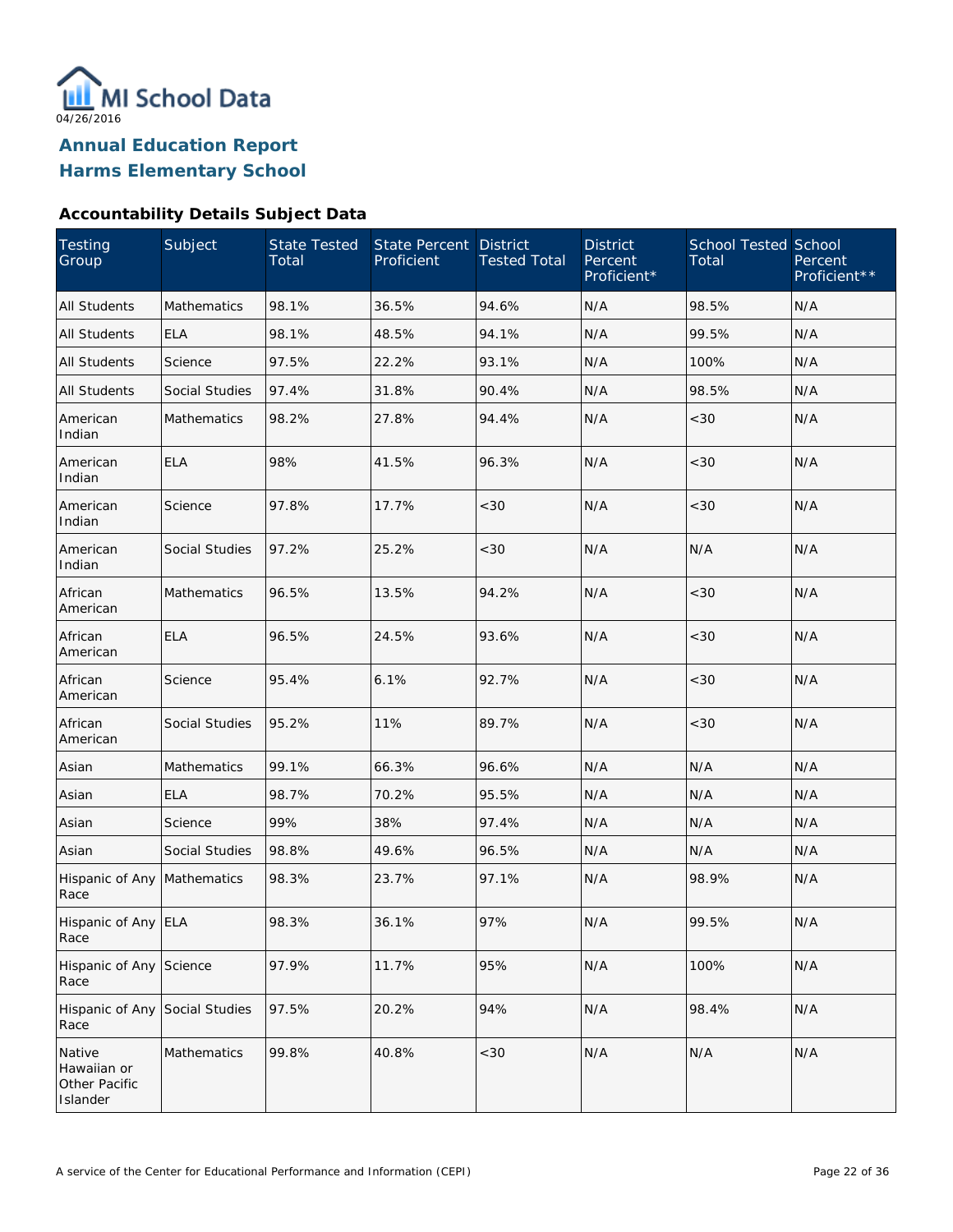MI School Data
04/26/2016

# Annual Education Report
# Harms Elementary School

### Accountability Details Subject Data

| Testing Group | Subject | State Tested Total | State Percent Proficient | District Tested Total | District Percent Proficient* | School Tested Total | School Percent Proficient** |
|---|---|---|---|---|---|---|---|
| All Students | Mathematics | 98.1% | 36.5% | 94.6% | N/A | 98.5% | N/A |
| All Students | ELA | 98.1% | 48.5% | 94.1% | N/A | 99.5% | N/A |
| All Students | Science | 97.5% | 22.2% | 93.1% | N/A | 100% | N/A |
| All Students | Social Studies | 97.4% | 31.8% | 90.4% | N/A | 98.5% | N/A |
| American Indian | Mathematics | 98.2% | 27.8% | 94.4% | N/A | <30 | N/A |
| American Indian | ELA | 98% | 41.5% | 96.3% | N/A | <30 | N/A |
| American Indian | Science | 97.8% | 17.7% | <30 | N/A | <30 | N/A |
| American Indian | Social Studies | 97.2% | 25.2% | <30 | N/A | N/A | N/A |
| African American | Mathematics | 96.5% | 13.5% | 94.2% | N/A | <30 | N/A |
| African American | ELA | 96.5% | 24.5% | 93.6% | N/A | <30 | N/A |
| African American | Science | 95.4% | 6.1% | 92.7% | N/A | <30 | N/A |
| African American | Social Studies | 95.2% | 11% | 89.7% | N/A | <30 | N/A |
| Asian | Mathematics | 99.1% | 66.3% | 96.6% | N/A | N/A | N/A |
| Asian | ELA | 98.7% | 70.2% | 95.5% | N/A | N/A | N/A |
| Asian | Science | 99% | 38% | 97.4% | N/A | N/A | N/A |
| Asian | Social Studies | 98.8% | 49.6% | 96.5% | N/A | N/A | N/A |
| Hispanic of Any Race | Mathematics | 98.3% | 23.7% | 97.1% | N/A | 98.9% | N/A |
| Hispanic of Any Race | ELA | 98.3% | 36.1% | 97% | N/A | 99.5% | N/A |
| Hispanic of Any Race | Science | 97.9% | 11.7% | 95% | N/A | 100% | N/A |
| Hispanic of Any Race | Social Studies | 97.5% | 20.2% | 94% | N/A | 98.4% | N/A |
| Native Hawaiian or Other Pacific Islander | Mathematics | 99.8% | 40.8% | <30 | N/A | N/A | N/A |

A service of the Center for Educational Performance and Information (CEPI)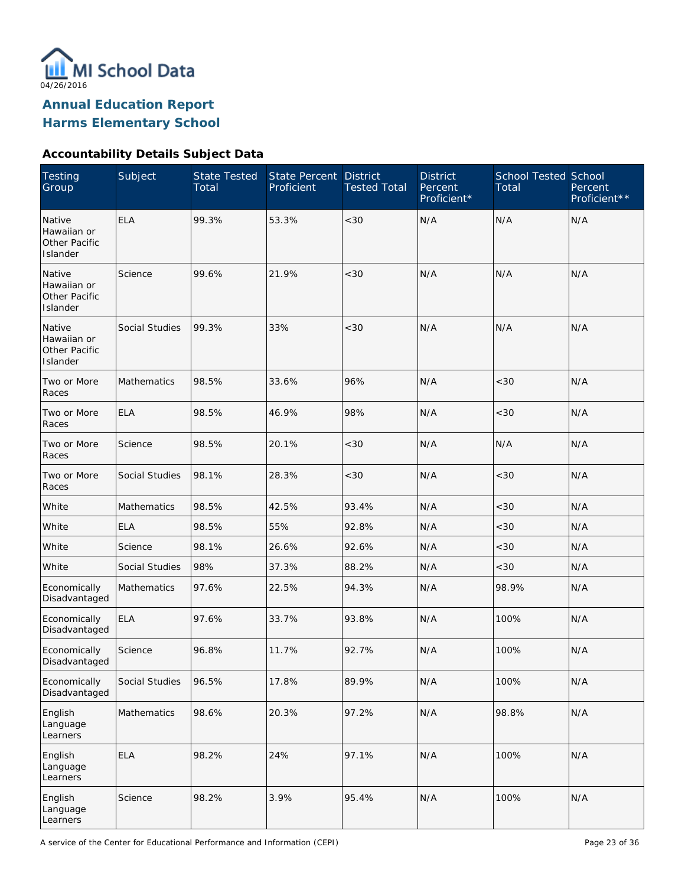MI School Data

04/26/2016

## Annual Education Report
## Harms Elementary School

### Accountability Details Subject Data

| Testing Group | Subject | State Tested Total | State Percent Proficient | District Tested Total | District Percent Proficient* | School Tested Total | School Percent Proficient** |
|---|---|---|---|---|---|---|---|
| Native Hawaiian or Other Pacific Islander | ELA | 99.3% | 53.3% | <30 | N/A | N/A | N/A |
| Native Hawaiian or Other Pacific Islander | Science | 99.6% | 21.9% | <30 | N/A | N/A | N/A |
| Native Hawaiian or Other Pacific Islander | Social Studies | 99.3% | 33% | <30 | N/A | N/A | N/A |
| Two or More Races | Mathematics | 98.5% | 33.6% | 96% | N/A | <30 | N/A |
| Two or More Races | ELA | 98.5% | 46.9% | 98% | N/A | <30 | N/A |
| Two or More Races | Science | 98.5% | 20.1% | <30 | N/A | N/A | N/A |
| Two or More Races | Social Studies | 98.1% | 28.3% | <30 | N/A | <30 | N/A |
| White | Mathematics | 98.5% | 42.5% | 93.4% | N/A | <30 | N/A |
| White | ELA | 98.5% | 55% | 92.8% | N/A | <30 | N/A |
| White | Science | 98.1% | 26.6% | 92.6% | N/A | <30 | N/A |
| White | Social Studies | 98% | 37.3% | 88.2% | N/A | <30 | N/A |
| Economically Disadvantaged | Mathematics | 97.6% | 22.5% | 94.3% | N/A | 98.9% | N/A |
| Economically Disadvantaged | ELA | 97.6% | 33.7% | 93.8% | N/A | 100% | N/A |
| Economically Disadvantaged | Science | 96.8% | 11.7% | 92.7% | N/A | 100% | N/A |
| Economically Disadvantaged | Social Studies | 96.5% | 17.8% | 89.9% | N/A | 100% | N/A |
| English Language Learners | Mathematics | 98.6% | 20.3% | 97.2% | N/A | 98.8% | N/A |
| English Language Learners | ELA | 98.2% | 24% | 97.1% | N/A | 100% | N/A |
| English Language Learners | Science | 98.2% | 3.9% | 95.4% | N/A | 100% | N/A |

A service of the Center for Educational Performance and Information (CEPI)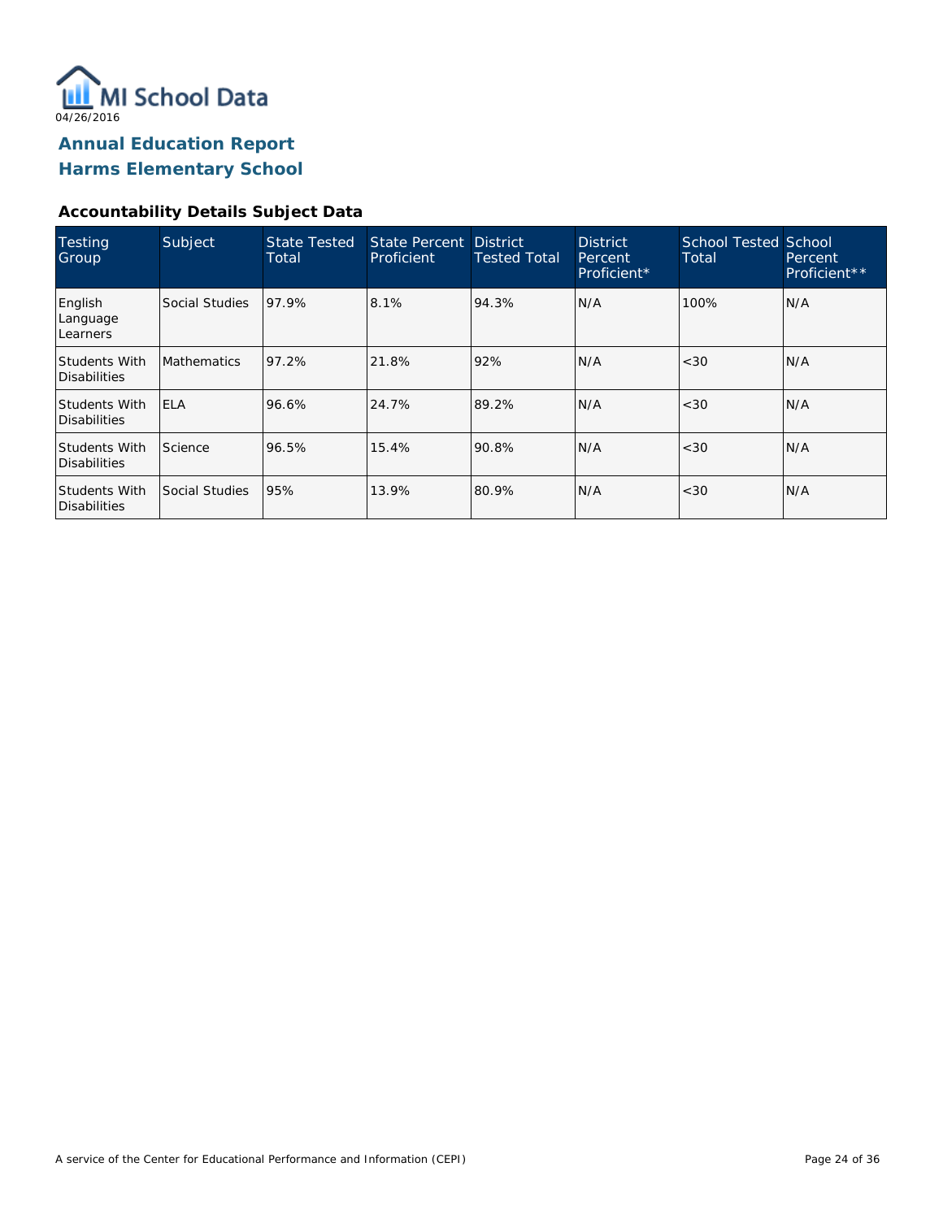MI School Data

04/26/2016

# Annual Education Report
# Harms Elementary School

### Accountability Details Subject Data

| Testing Group | Subject | State Tested Total | State Percent Proficient | District Tested Total | District Percent Proficient* | School Tested Total | School Percent Proficient** |
|---|---|---|---|---|---|---|---|
| English Language Learners | Social Studies | 97.9% | 8.1% | 94.3% | N/A | 100% | N/A |
| Students With Disabilities | Mathematics | 97.2% | 21.8% | 92% | N/A | <30 | N/A |
| Students With Disabilities | ELA | 96.6% | 24.7% | 89.2% | N/A | <30 | N/A |
| Students With Disabilities | Science | 96.5% | 15.4% | 90.8% | N/A | <30 | N/A |
| Students With Disabilities | Social Studies | 95% | 13.9% | 80.9% | N/A | <30 | N/A |

A service of the Center for Educational Performance and Information (CEPI)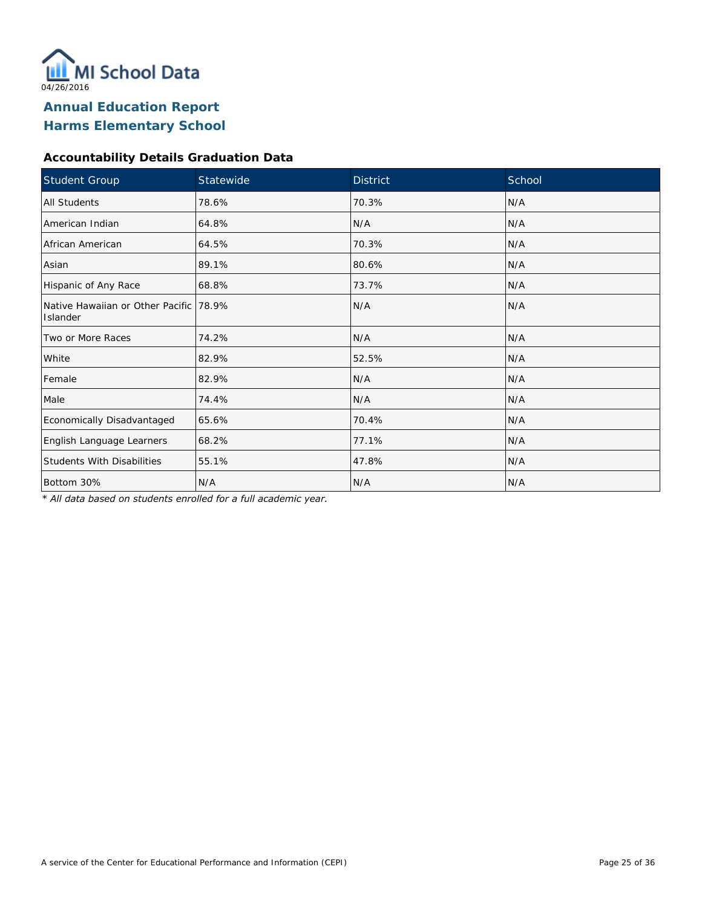MI School Data

04/26/2016

# Annual Education Report
# Harms Elementary School

### Accountability Details Graduation Data

| Student Group | Statewide | District | School |
|---|---|---|---|
| All Students | 78.6% | 70.3% | N/A |
| American Indian | 64.8% | N/A | N/A |
| African American | 64.5% | 70.3% | N/A |
| Asian | 89.1% | 80.6% | N/A |
| Hispanic of Any Race | 68.8% | 73.7% | N/A |
| Native Hawaiian or Other Pacific Islander | 78.9% | N/A | N/A |
| Two or More Races | 74.2% | N/A | N/A |
| White | 82.9% | 52.5% | N/A |
| Female | 82.9% | N/A | N/A |
| Male | 74.4% | N/A | N/A |
| Economically Disadvantaged | 65.6% | 70.4% | N/A |
| English Language Learners | 68.2% | 77.1% | N/A |
| Students With Disabilities | 55.1% | 47.8% | N/A |
| Bottom 30% | N/A | N/A | N/A |

*\* All data based on students enrolled for a full academic year.*

A service of the Center for Educational Performance and Information (CEPI)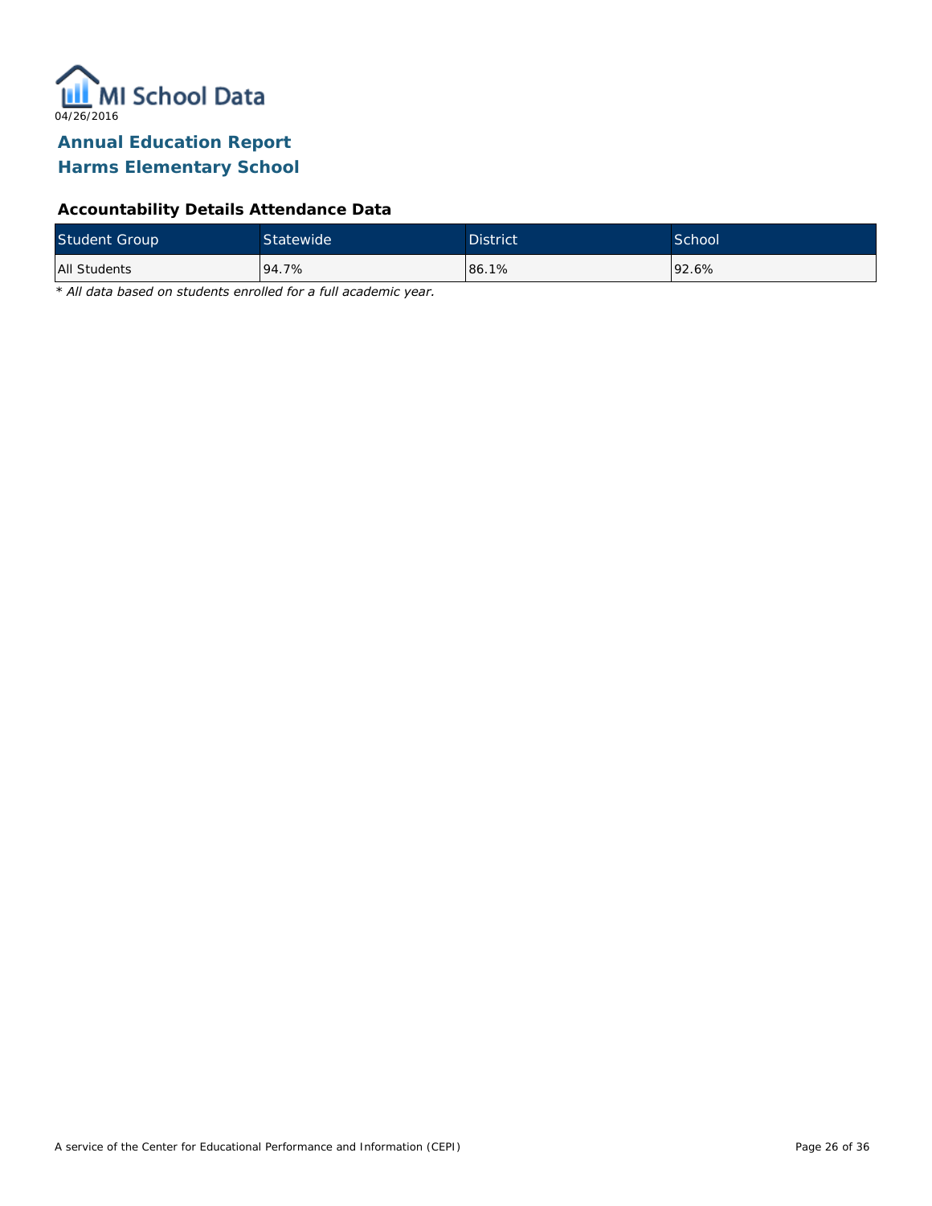MI School Data

04/26/2016

# Annual Education Report
# Harms Elementary School

### Accountability Details Attendance Data

| Student Group | Statewide | District | School |
|---|---|---|---|
| All Students | 94.7% | 86.1% | 92.6% |

*\* All data based on students enrolled for a full academic year.*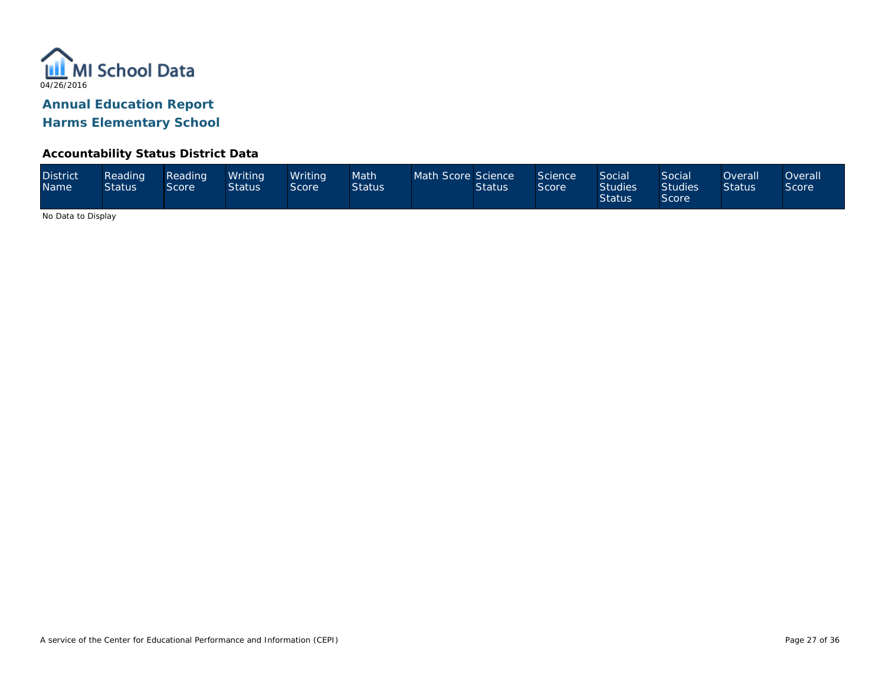MI School Data

04/26/2016

## Annual Education Report
## Harms Elementary School

### Accountability Status District Data

| District Name | Reading Status | Reading Score | Writing Status | Writing Score | Math Status | Math Score | Science Status | Science Score | Social Studies Status | Social Studies Score | Overall Status | Overall Score |
|---|---|---|---|---|---|---|---|---|---|---|---|---|

No Data to Display

A service of the Center for Educational Performance and Information (CEPI)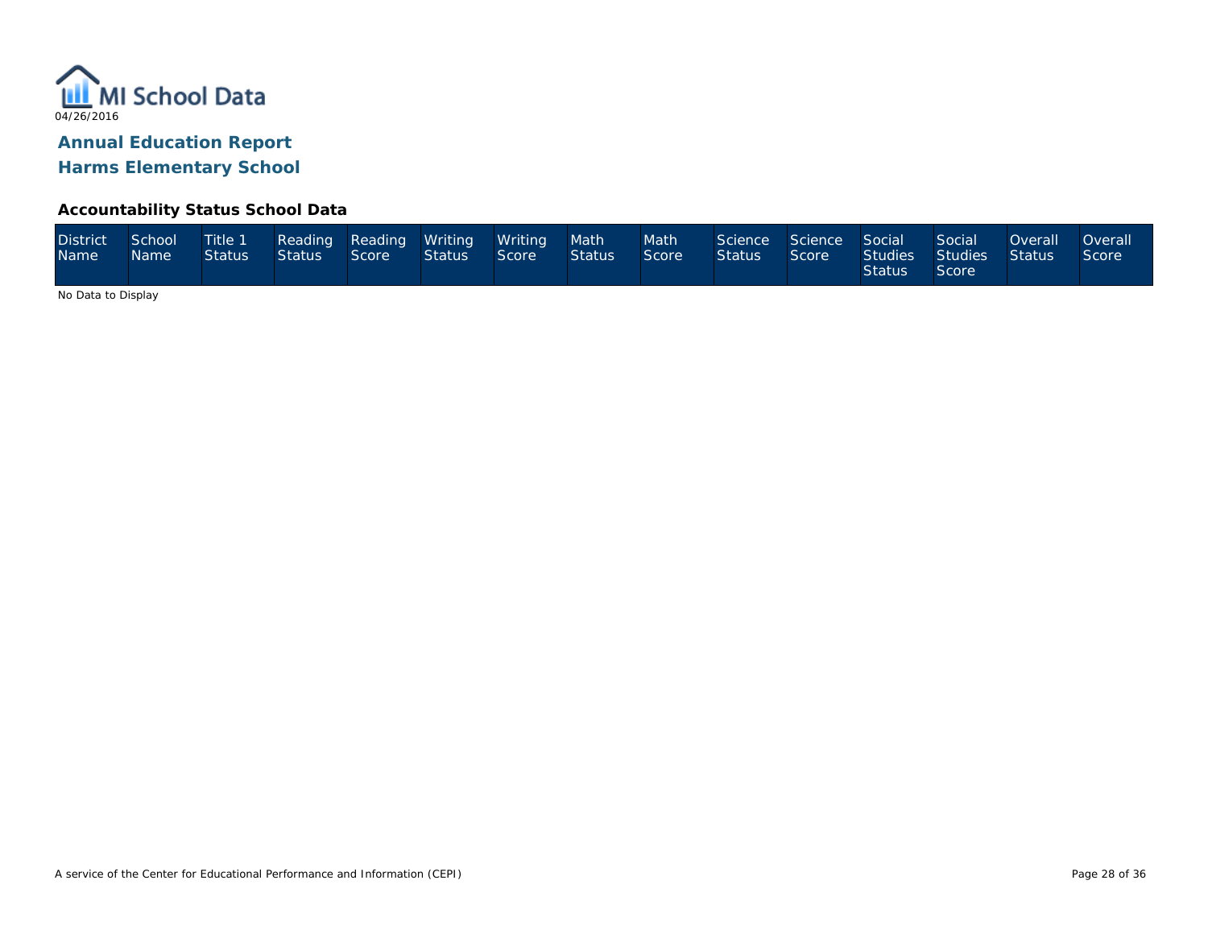MI School Data

04/26/2016

## Annual Education Report
## Harms Elementary School

### Accountability Status School Data

| District Name | School Name | Title 1 Status | Reading Status | Reading Score | Writing Status | Writing Score | Math Status | Math Score | Science Status | Science Score | Social Studies Status | Social Studies Score | Overall Status | Overall Score |
|---|---|---|---|---|---|---|---|---|---|---|---|---|---|---|

No Data to Display

A service of the Center for Educational Performance and Information (CEPI)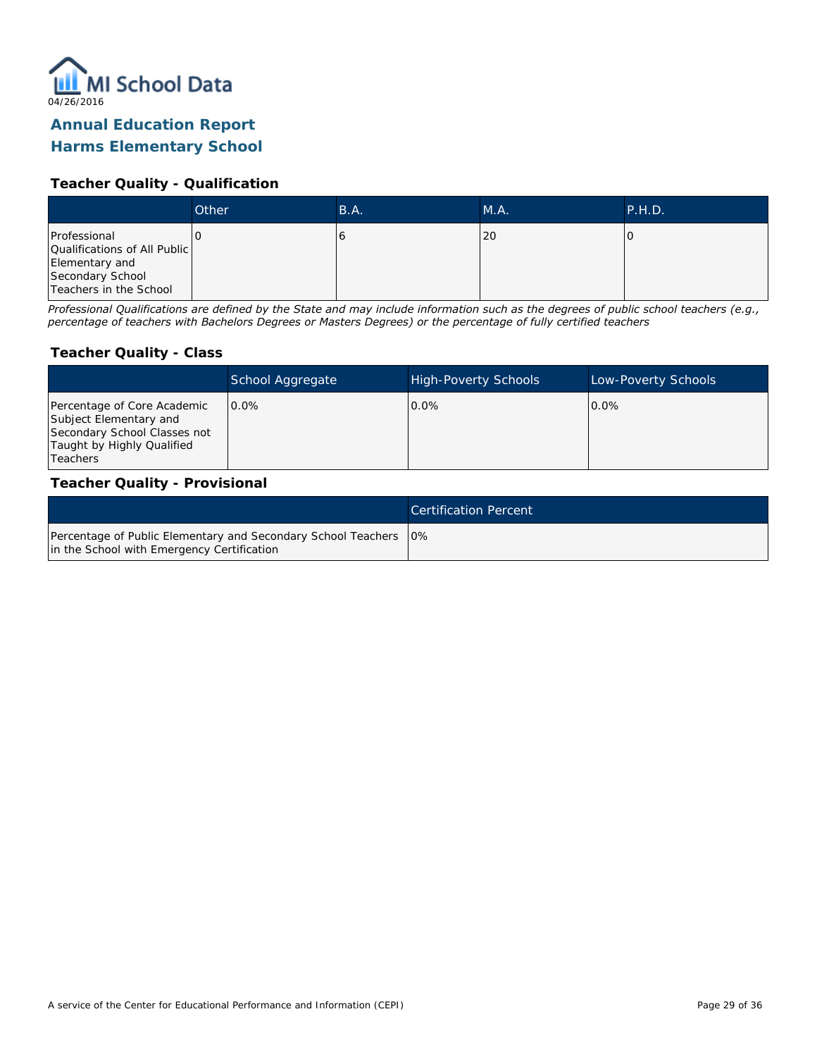MI School Data

04/26/2016

## Annual Education Report
## Harms Elementary School

### Teacher Quality - Qualification

| | Other | B.A. | M.A. | P.H.D. |
|---|---|---|---|---|
| Professional Qualifications of All Public Elementary and Secondary School Teachers in the School | 0 | 6 | 20 | 0 |

*Professional Qualifications are defined by the State and may include information such as the degrees of public school teachers (e.g., percentage of teachers with Bachelors Degrees or Masters Degrees) or the percentage of fully certified teachers*

### Teacher Quality - Class

| | School Aggregate | High-Poverty Schools | Low-Poverty Schools |
|---|---|---|---|
| Percentage of Core Academic Subject Elementary and Secondary School Classes not Taught by Highly Qualified Teachers | 0.0% | 0.0% | 0.0% |

### Teacher Quality - Provisional

| | Certification Percent |
|---|---|
| Percentage of Public Elementary and Secondary School Teachers in the School with Emergency Certification | 0% |

A service of the Center for Educational Performance and Information (CEPI)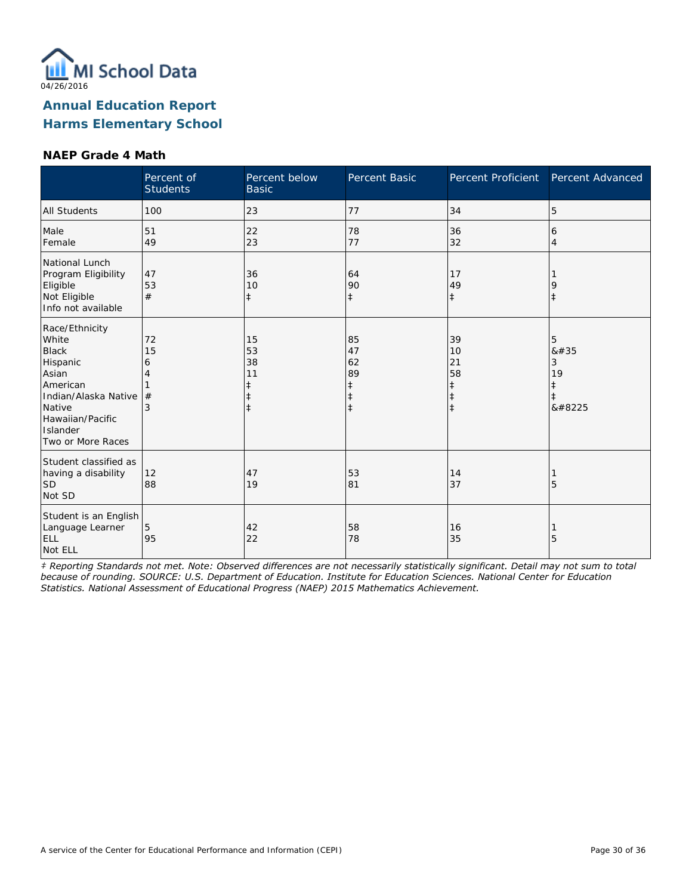04/26/2016

# Annual Education Report
# Harms Elementary School

### NAEP Grade 4 Math

| | Percent of Students | Percent below Basic | Percent Basic | Percent Proficient | Percent Advanced |
|---|---|---|---|---|---|
| All Students | 100 | 23 | 77 | 34 | 5 |
| Male | 51 | 22 | 78 | 36 | 6 |
| Female | 49 | 23 | 77 | 32 | 4 |
| National Lunch Program Eligibility | | | | | |
| Eligible | 47 | 36 | 64 | 17 | 1 |
| Not Eligible | 53 | 10 | 90 | 49 | 9 |
| Info not available | # | ‡ | ‡ | ‡ | ‡ |
| Race/Ethnicity | | | | | |
| White | 72 | 15 | 85 | 39 | 5 |
| Black | 15 | 53 | 47 | 10 | &#35 |
| Hispanic | 6 | 38 | 62 | 21 | 3 |
| Asian | 4 | 11 | 89 | 58 | 19 |
| American Indian/Alaska Native | 1 | ‡ | ‡ | ‡ | ‡ |
| Native Hawaiian/Pacific Islander | # | ‡ | ‡ | ‡ | ‡ |
| Two or More Races | 3 | ‡ | ‡ | ‡ | &#8225 |
| Student classified as having a disability | | | | | |
| SD | 12 | 47 | 53 | 14 | 1 |
| Not SD | 88 | 19 | 81 | 37 | 5 |
| Student is an English Language Learner | | | | | |
| ELL | 5 | 42 | 58 | 16 | 1 |
| Not ELL | 95 | 22 | 78 | 35 | 5 |

*‡ Reporting Standards not met. Note: Observed differences are not necessarily statistically significant. Detail may not sum to total because of rounding. SOURCE: U.S. Department of Education. Institute for Education Sciences. National Center for Education Statistics. National Assessment of Educational Progress (NAEP) 2015 Mathematics Achievement.*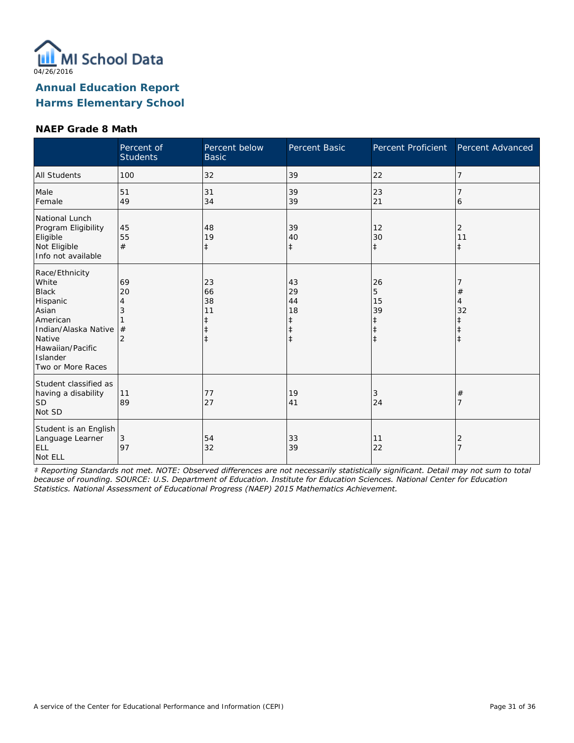04/26/2016

# Annual Education Report
# Harms Elementary School

### NAEP Grade 8 Math

| | Percent of Students | Percent below Basic | Percent Basic | Percent Proficient | Percent Advanced |
|---|---|---|---|---|---|
| All Students | 100 | 32 | 39 | 22 | 7 |
| Male | 51 | 31 | 39 | 23 | 7 |
| Female | 49 | 34 | 39 | 21 | 6 |
| National Lunch Program Eligibility | | | | | |
| Eligible | 45 | 48 | 39 | 12 | 2 |
| Not Eligible | 55 | 19 | 40 | 30 | 11 |
| Info not available | # | ‡ | ‡ | ‡ | ‡ |
| Race/Ethnicity | | | | | |
| White | 69 | 23 | 43 | 26 | 7 |
| Black | 20 | 66 | 29 | 5 | # |
| Hispanic | 4 | 38 | 44 | 15 | 4 |
| Asian | 3 | 11 | 18 | 39 | 32 |
| American Indian/Alaska Native | 1 | ‡ | ‡ | ‡ | ‡ |
| Native Hawaiian/Pacific Islander | # | ‡ | ‡ | ‡ | ‡ |
| Two or More Races | 2 | ‡ | ‡ | ‡ | ‡ |
| Student classified as having a disability | | | | | |
| SD | 11 | 77 | 19 | 3 | # |
| Not SD | 89 | 27 | 41 | 24 | 7 |
| Student is an English Language Learner | | | | | |
| ELL | 3 | 54 | 33 | 11 | 2 |
| Not ELL | 97 | 32 | 39 | 22 | 7 |

*‡ Reporting Standards not met. NOTE: Observed differences are not necessarily statistically significant. Detail may not sum to total because of rounding. SOURCE: U.S. Department of Education. Institute for Education Sciences. National Center for Education Statistics. National Assessment of Educational Progress (NAEP) 2015 Mathematics Achievement.*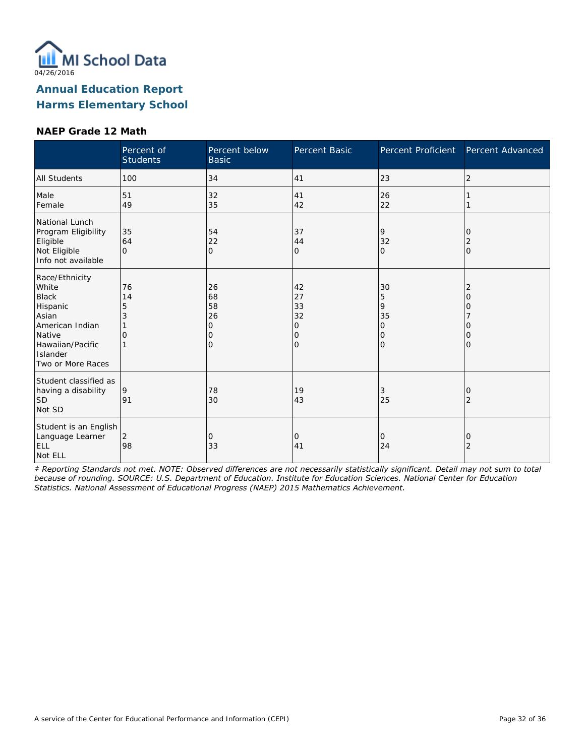04/26/2016

# Annual Education Report
# Harms Elementary School

### NAEP Grade 12 Math

| | Percent of Students | Percent below Basic | Percent Basic | Percent Proficient | Percent Advanced |
|---|---|---|---|---|---|
| All Students | 100 | 34 | 41 | 23 | 2 |
| Male | 51 | 32 | 41 | 26 | 1 |
| Female | 49 | 35 | 42 | 22 | 1 |
| National Lunch Program Eligibility | | | | | |
| Eligible | 35 | 54 | 37 | 9 | 0 |
| Not Eligible | 64 | 22 | 44 | 32 | 2 |
| Info not available | 0 | 0 | 0 | 0 | 0 |
| Race/Ethnicity | | | | | |
| White | 76 | 26 | 42 | 30 | 2 |
| Black | 14 | 68 | 27 | 5 | 0 |
| Hispanic | 5 | 58 | 33 | 9 | 0 |
| Asian | 3 | 26 | 32 | 35 | 7 |
| American Indian | 1 | 0 | 0 | 0 | 0 |
| Native Hawaiian/Pacific Islander | 0 | 0 | 0 | 0 | 0 |
| Two or More Races | 1 | 0 | 0 | 0 | 0 |
| Student classified as having a disability | | | | | |
| SD | 9 | 78 | 19 | 3 | 0 |
| Not SD | 91 | 30 | 43 | 25 | 2 |
| Student is an English Language Learner | | | | | |
| ELL | 2 | 0 | 0 | 0 | 0 |
| Not ELL | 98 | 33 | 41 | 24 | 2 |

*‡ Reporting Standards not met. NOTE: Observed differences are not necessarily statistically significant. Detail may not sum to total because of rounding. SOURCE: U.S. Department of Education. Institute for Education Sciences. National Center for Education Statistics. National Assessment of Educational Progress (NAEP) 2015 Mathematics Achievement.*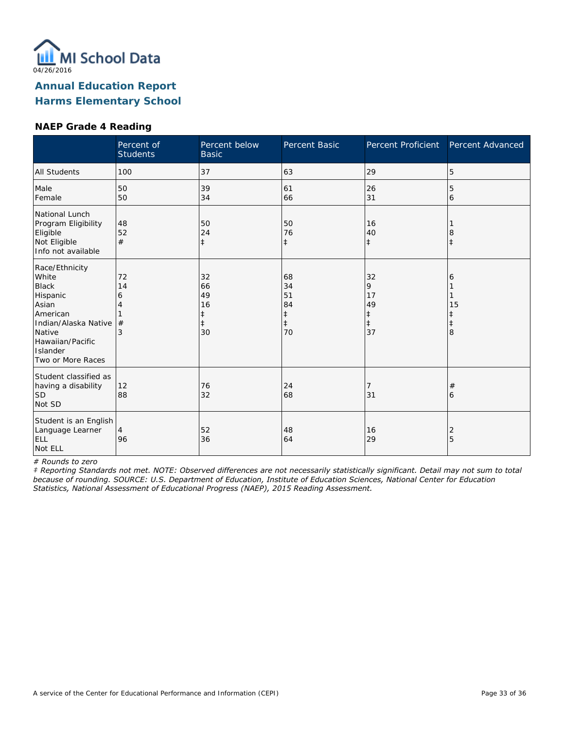MI School Data
04/26/2016

## Annual Education Report
## Harms Elementary School

### NAEP Grade 4 Reading

| | Percent of Students | Percent below Basic | Percent Basic | Percent Proficient | Percent Advanced |
|---|---|---|---|---|---|
| All Students | 100 | 37 | 63 | 29 | 5 |
| Male | 50 | 39 | 61 | 26 | 5 |
| Female | 50 | 34 | 66 | 31 | 6 |
| National Lunch Program Eligibility | | | | | |
| Eligible | 48 | 50 | 50 | 16 | 1 |
| Not Eligible | 52 | 24 | 76 | 40 | 8 |
| Info not available | # | ‡ | ‡ | ‡ | ‡ |
| Race/Ethnicity | | | | | |
| White | 72 | 32 | 68 | 32 | 6 |
| Black | 14 | 66 | 34 | 9 | 1 |
| Hispanic | 6 | 49 | 51 | 17 | 1 |
| Asian | 4 | 16 | 84 | 49 | 15 |
| American Indian/Alaska Native | 1 | ‡ | ‡ | ‡ | ‡ |
| Native Hawaiian/Pacific Islander | # | ‡ | ‡ | ‡ | ‡ |
| Two or More Races | 3 | 30 | 70 | 37 | 8 |
| Student classified as having a disability | | | | | |
| SD | 12 | 76 | 24 | 7 | # |
| Not SD | 88 | 32 | 68 | 31 | 6 |
| Student is an English Language Learner | | | | | |
| ELL | 4 | 52 | 48 | 16 | 2 |
| Not ELL | 96 | 36 | 64 | 29 | 5 |

*# Rounds to zero*

*‡ Reporting Standards not met. NOTE: Observed differences are not necessarily statistically significant. Detail may not sum to total because of rounding. SOURCE: U.S. Department of Education, Institute of Education Sciences, National Center for Education Statistics, National Assessment of Educational Progress (NAEP), 2015 Reading Assessment.*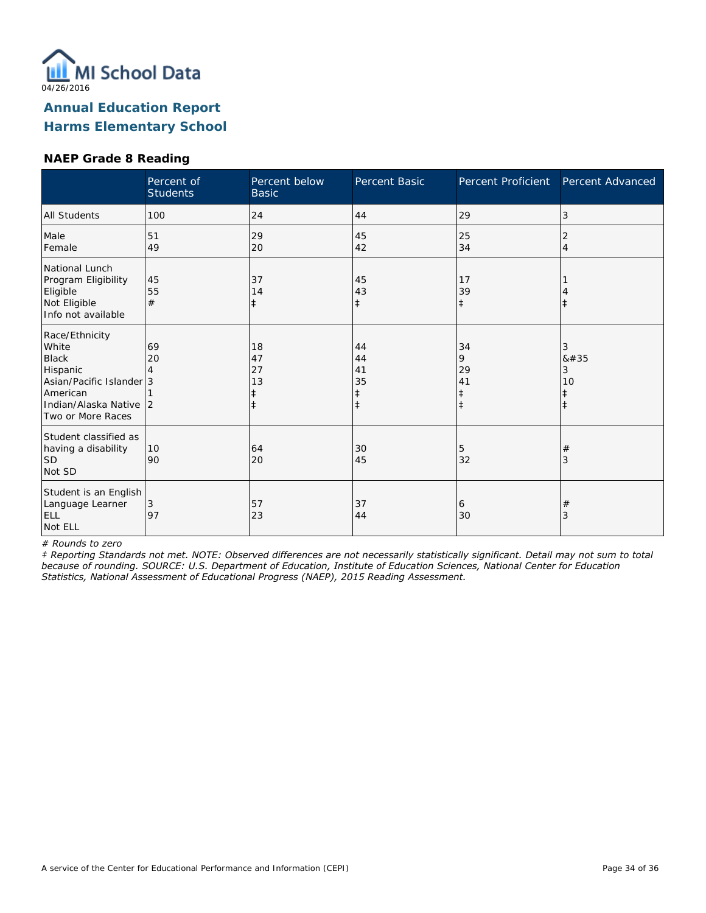04/26/2016

# Annual Education Report
## Harms Elementary School

### NAEP Grade 8 Reading

| | Percent of Students | Percent below Basic | Percent Basic | Percent Proficient | Percent Advanced |
|---|---|---|---|---|---|
| All Students | 100 | 24 | 44 | 29 | 3 |
| Male | 51 | 29 | 45 | 25 | 2 |
| Female | 49 | 20 | 42 | 34 | 4 |
| National Lunch Program Eligibility | | | | | |
| Eligible | 45 | 37 | 45 | 17 | 1 |
| Not Eligible | 55 | 14 | 43 | 39 | 4 |
| Info not available | # | ‡ | ‡ | ‡ | ‡ |
| Race/Ethnicity | | | | | |
| White | 69 | 18 | 44 | 34 | 3 |
| Black | 20 | 47 | 44 | 9 | &#35 |
| Hispanic | 4 | 27 | 41 | 29 | 3 |
| Asian/Pacific Islander | 3 | 13 | 35 | 41 | 10 |
| American Indian/Alaska Native | 1 | ‡ | ‡ | ‡ | ‡ |
| Two or More Races | 2 | ‡ | ‡ | ‡ | ‡ |
| Student classified as having a disability | | | | | |
| SD | 10 | 64 | 30 | 5 | # |
| Not SD | 90 | 20 | 45 | 32 | 3 |
| Student is an English Language Learner | | | | | |
| ELL | 3 | 57 | 37 | 6 | # |
| Not ELL | 97 | 23 | 44 | 30 | 3 |

*# Rounds to zero*

*‡ Reporting Standards not met. NOTE: Observed differences are not necessarily statistically significant. Detail may not sum to total because of rounding. SOURCE: U.S. Department of Education, Institute of Education Sciences, National Center for Education Statistics, National Assessment of Educational Progress (NAEP), 2015 Reading Assessment.*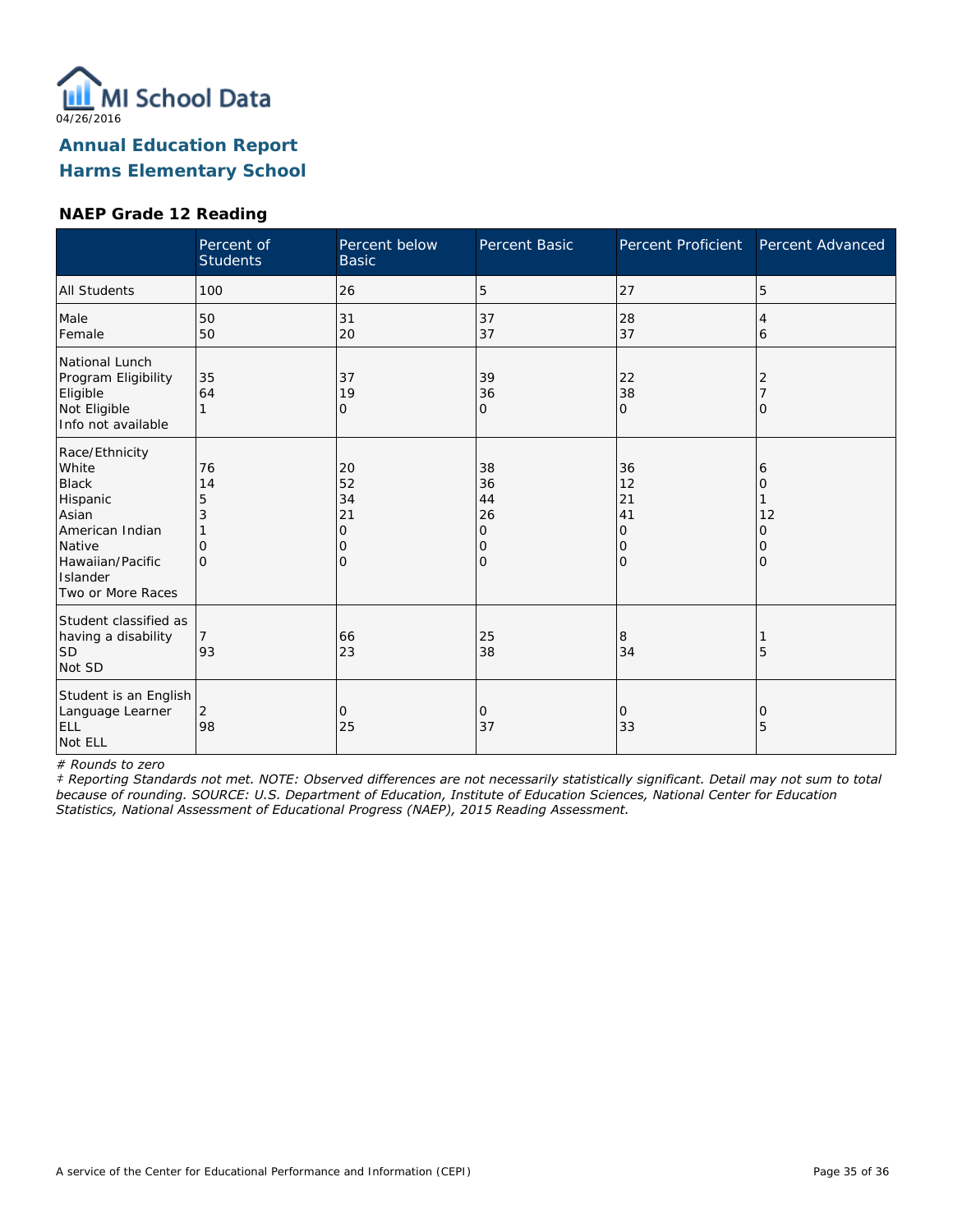MI School Data

04/26/2016

# Annual Education Report
# Harms Elementary School

### NAEP Grade 12 Reading

| | Percent of Students | Percent below Basic | Percent Basic | Percent Proficient | Percent Advanced |
|---|---|---|---|---|---|
| All Students | 100 | 26 | 5 | 27 | 5 |
| Male | 50 | 31 | 37 | 28 | 4 |
| Female | 50 | 20 | 37 | 37 | 6 |
| National Lunch Program Eligibility | | | | | |
| Eligible | 35 | 37 | 39 | 22 | 2 |
| Not Eligible | 64 | 19 | 36 | 38 | 7 |
| Info not available | 1 | 0 | 0 | 0 | 0 |
| Race/Ethnicity | | | | | |
| White | 76 | 20 | 38 | 36 | 6 |
| Black | 14 | 52 | 36 | 12 | 0 |
| Hispanic | 5 | 34 | 44 | 21 | 1 |
| Asian | 3 | 21 | 26 | 41 | 12 |
| American Indian | 1 | 0 | 0 | 0 | 0 |
| Native Hawaiian/Pacific Islander | 0 | 0 | 0 | 0 | 0 |
| Two or More Races | 0 | 0 | 0 | 0 | 0 |
| Student classified as having a disability | | | | | |
| SD | 7 | 66 | 25 | 8 | 1 |
| Not SD | 93 | 23 | 38 | 34 | 5 |
| Student is an English Language Learner | | | | | |
| ELL | 2 | 0 | 0 | 0 | 0 |
| Not ELL | 98 | 25 | 37 | 33 | 5 |

*# Rounds to zero*

*‡ Reporting Standards not met. NOTE: Observed differences are not necessarily statistically significant. Detail may not sum to total because of rounding. SOURCE: U.S. Department of Education, Institute of Education Sciences, National Center for Education Statistics, National Assessment of Educational Progress (NAEP), 2015 Reading Assessment.*

A service of the Center for Educational Performance and Information (CEPI)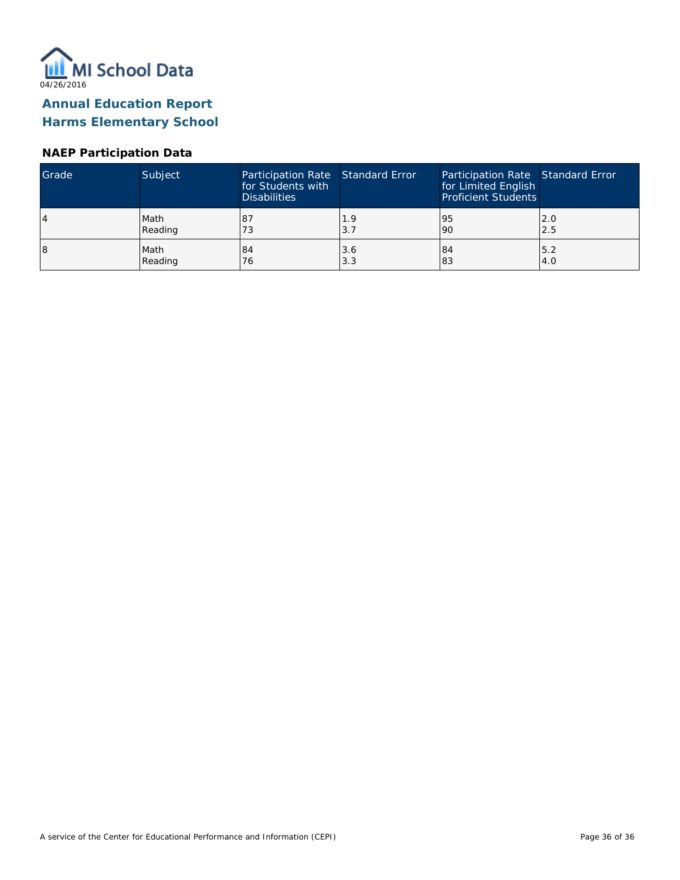MI School Data
04/26/2016

## Annual Education Report
## Harms Elementary School

### NAEP Participation Data

| Grade | Subject | Participation Rate for Students with Disabilities | Standard Error | Participation Rate for Limited English Proficient Students | Standard Error |
|---|---|---|---|---|---|
| 4 | Math<br>Reading | 87<br>73 | 1.9<br>3.7 | 95<br>90 | 2.0<br>2.5 |
| 8 | Math<br>Reading | 84<br>76 | 3.6<br>3.3 | 84<br>83 | 5.2<br>4.0 |

A service of the Center for Educational Performance and Information (CEPI)